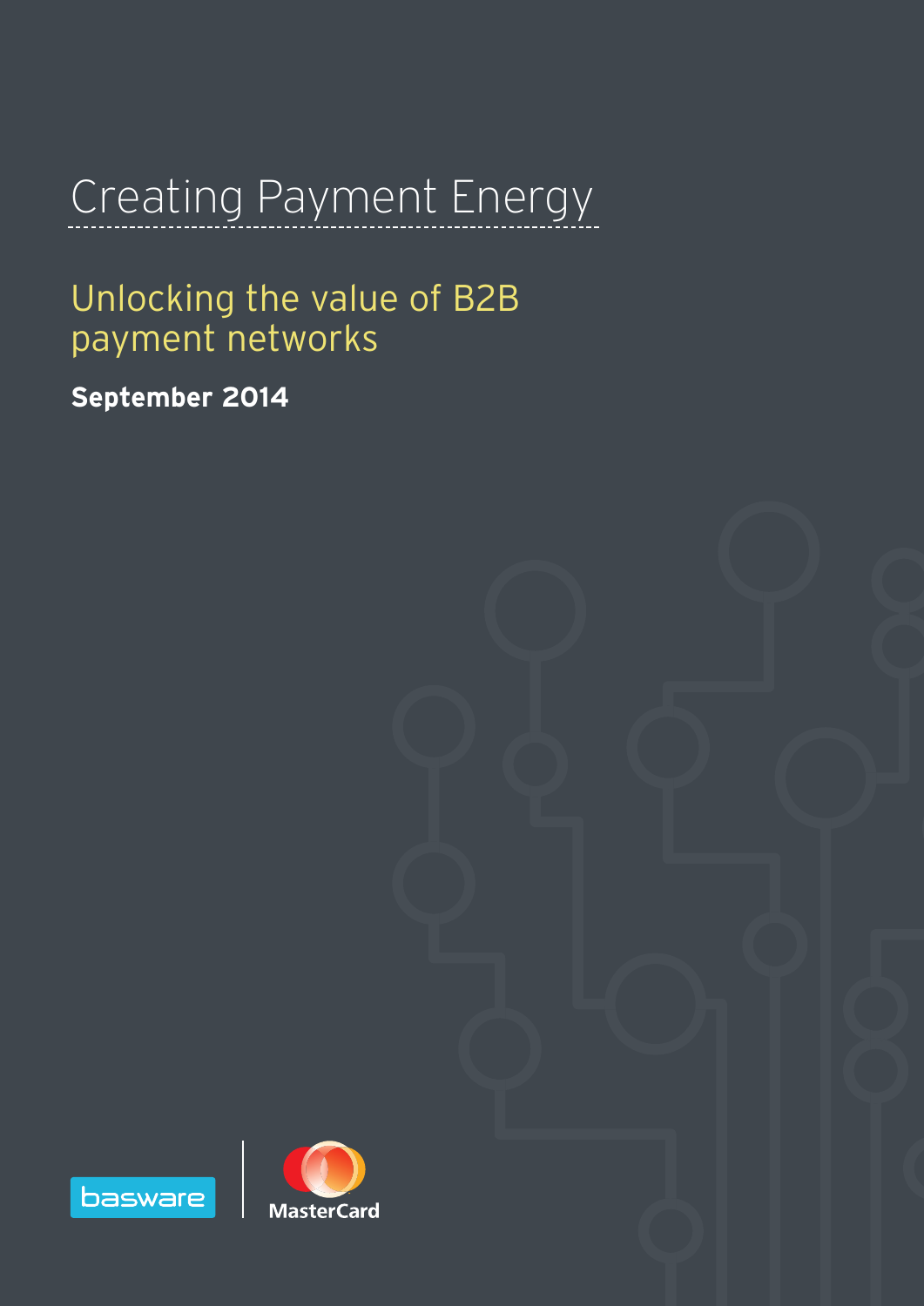# Creating Payment Energy

## Unlocking the value of B2B payment networks

**September 2014**

basware

MasterCard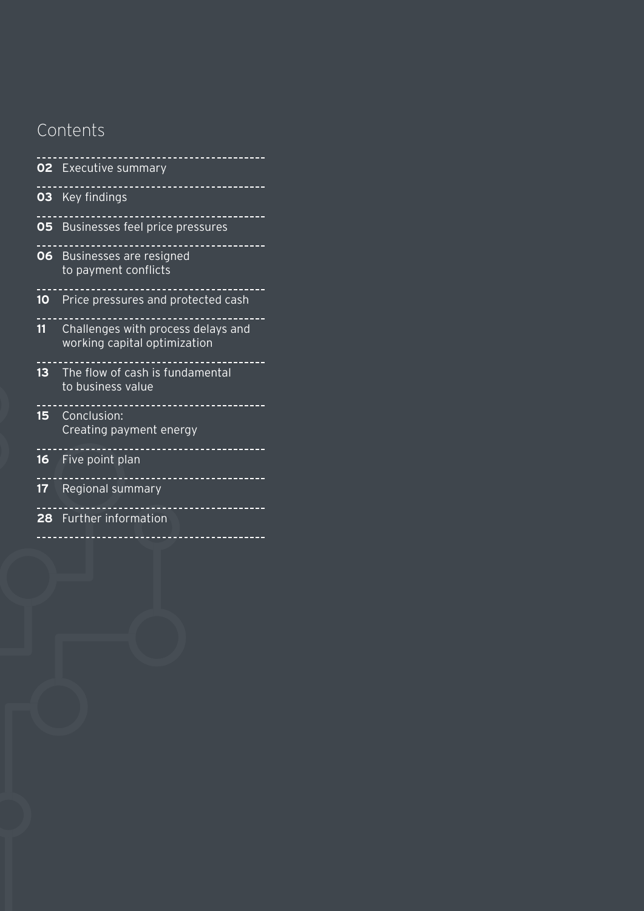# Contents

| | |
|---|---|
| **02** | Executive summary |
| **03** | Key findings |
| **05** | Businesses feel price pressures |
| **06** | Businesses are resigned to payment conflicts |
| **10** | Price pressures and protected cash |
| **11** | Challenges with process delays and working capital optimization |
| **13** | The flow of cash is fundamental to business value |
| **15** | Conclusion: Creating payment energy |
| **16** | Five point plan |
| **17** | Regional summary |
| **28** | Further information |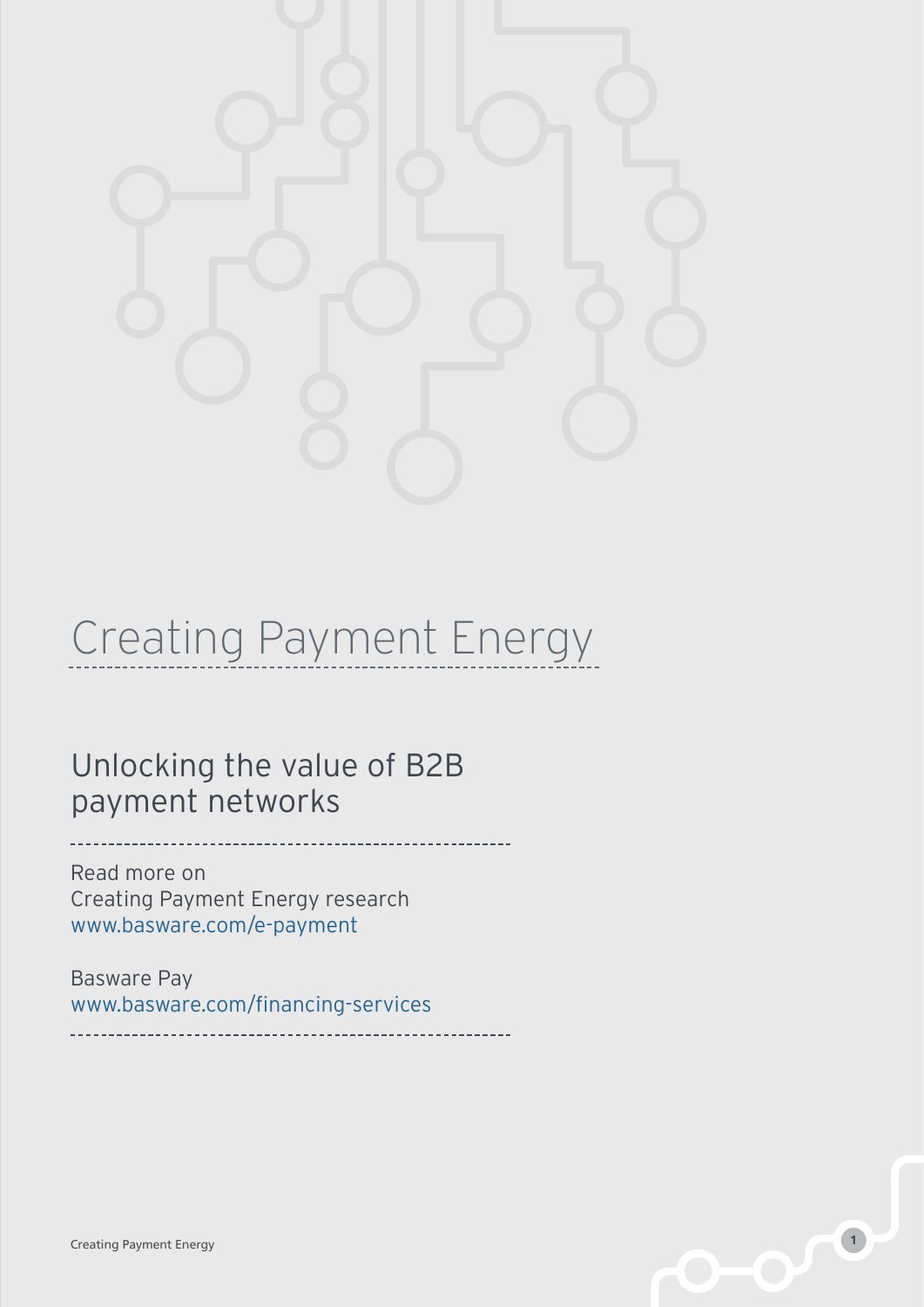# Creating Payment Energy

## Unlocking the value of B2B payment networks

Read more on
Creating Payment Energy research
www.basware.com/e-payment

Basware Pay
www.basware.com/financing-services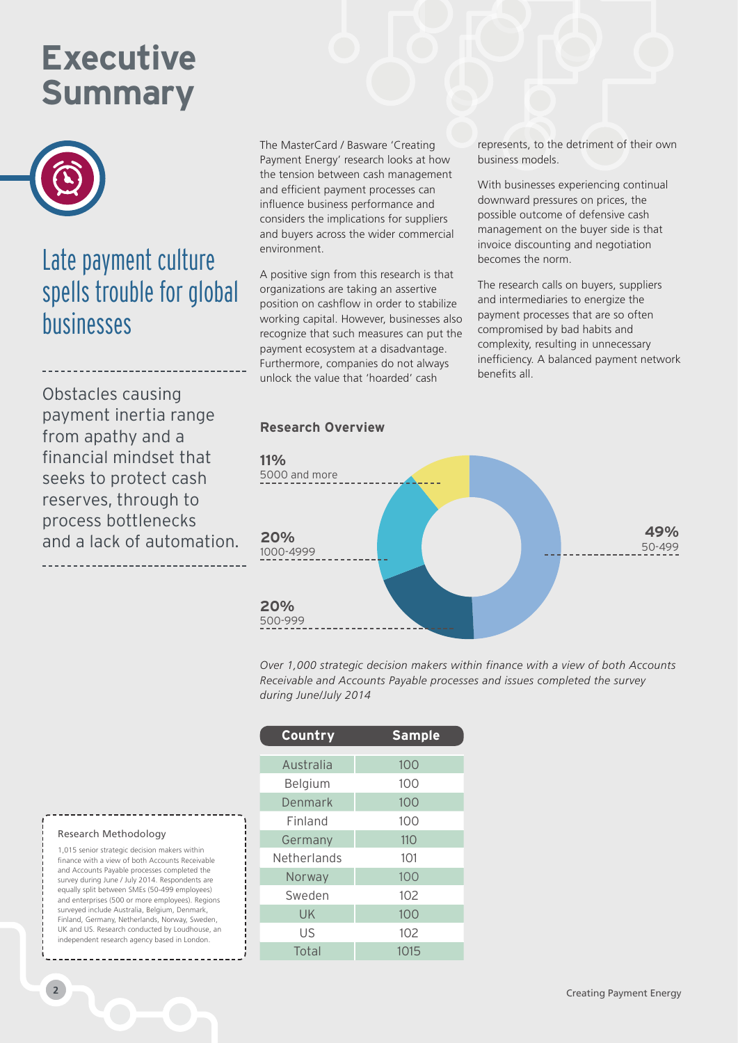# Executive Summary

## Late payment culture spells trouble for global businesses

Obstacles causing payment inertia range from apathy and a financial mindset that seeks to protect cash reserves, through to process bottlenecks and a lack of automation.

The MasterCard / Basware 'Creating Payment Energy' research looks at how the tension between cash management and efficient payment processes can influence business performance and considers the implications for suppliers and buyers across the wider commercial environment.

A positive sign from this research is that organizations are taking an assertive position on cashflow in order to stabilize working capital. However, businesses also recognize that such measures can put the payment ecosystem at a disadvantage. Furthermore, companies do not always unlock the value that 'hoarded' cash represents, to the detriment of their own business models.

With businesses experiencing continual downward pressures on prices, the possible outcome of defensive cash management on the buyer side is that invoice discounting and negotiation becomes the norm.

The research calls on buyers, suppliers and intermediaries to energize the payment processes that are so often compromised by bad habits and complexity, resulting in unnecessary inefficiency. A balanced payment network benefits all.

### Research Overview

- **11%** 5000 and more
- **20%** 1000-4999
- **20%** 500-999
- **49%** 50-499

*Over 1,000 strategic decision makers within finance with a view of both Accounts Receivable and Accounts Payable processes and issues completed the survey during June/July 2014*

| Country | Sample |
|---|---|
| Australia | 100 |
| Belgium | 100 |
| Denmark | 100 |
| Finland | 100 |
| Germany | 110 |
| Netherlands | 101 |
| Norway | 100 |
| Sweden | 102 |
| UK | 100 |
| US | 102 |
| Total | 1015 |

#### Research Methodology

1,015 senior strategic decision makers within finance with a view of both Accounts Receivable and Accounts Payable processes completed the survey during June / July 2014. Respondents are equally split between SMEs (50-499 employees) and enterprises (500 or more employees). Regions surveyed include Australia, Belgium, Denmark, Finland, Germany, Netherlands, Norway, Sweden, UK and US. Research conducted by Loudhouse, an independent research agency based in London.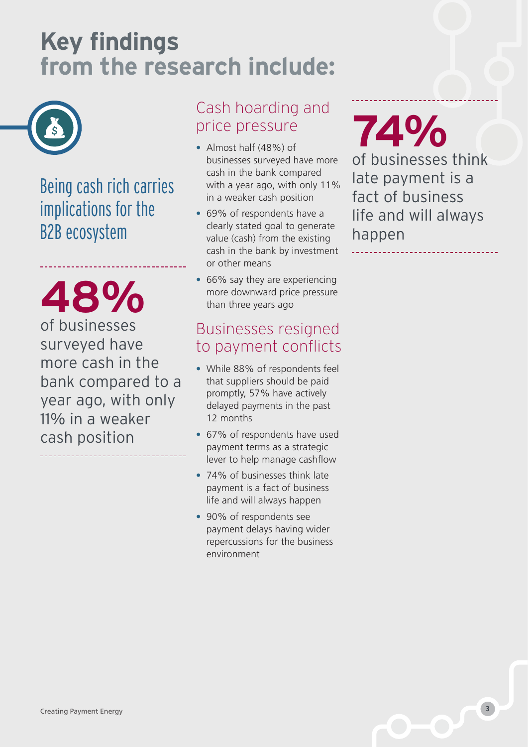# Key findings from the research include:

## Being cash rich carries implications for the B2B ecosystem

**48%**

of businesses surveyed have more cash in the bank compared to a year ago, with only 11% in a weaker cash position

### Cash hoarding and price pressure

- Almost half (48%) of businesses surveyed have more cash in the bank compared with a year ago, with only 11% in a weaker cash position
- 69% of respondents have a clearly stated goal to generate value (cash) from the existing cash in the bank by investment or other means
- 66% say they are experiencing more downward price pressure than three years ago

### Businesses resigned to payment conflicts

- While 88% of respondents feel that suppliers should be paid promptly, 57% have actively delayed payments in the past 12 months
- 67% of respondents have used payment terms as a strategic lever to help manage cashflow
- 74% of businesses think late payment is a fact of business life and will always happen
- 90% of respondents see payment delays having wider repercussions for the business environment

**74%**

of businesses think late payment is a fact of business life and will always happen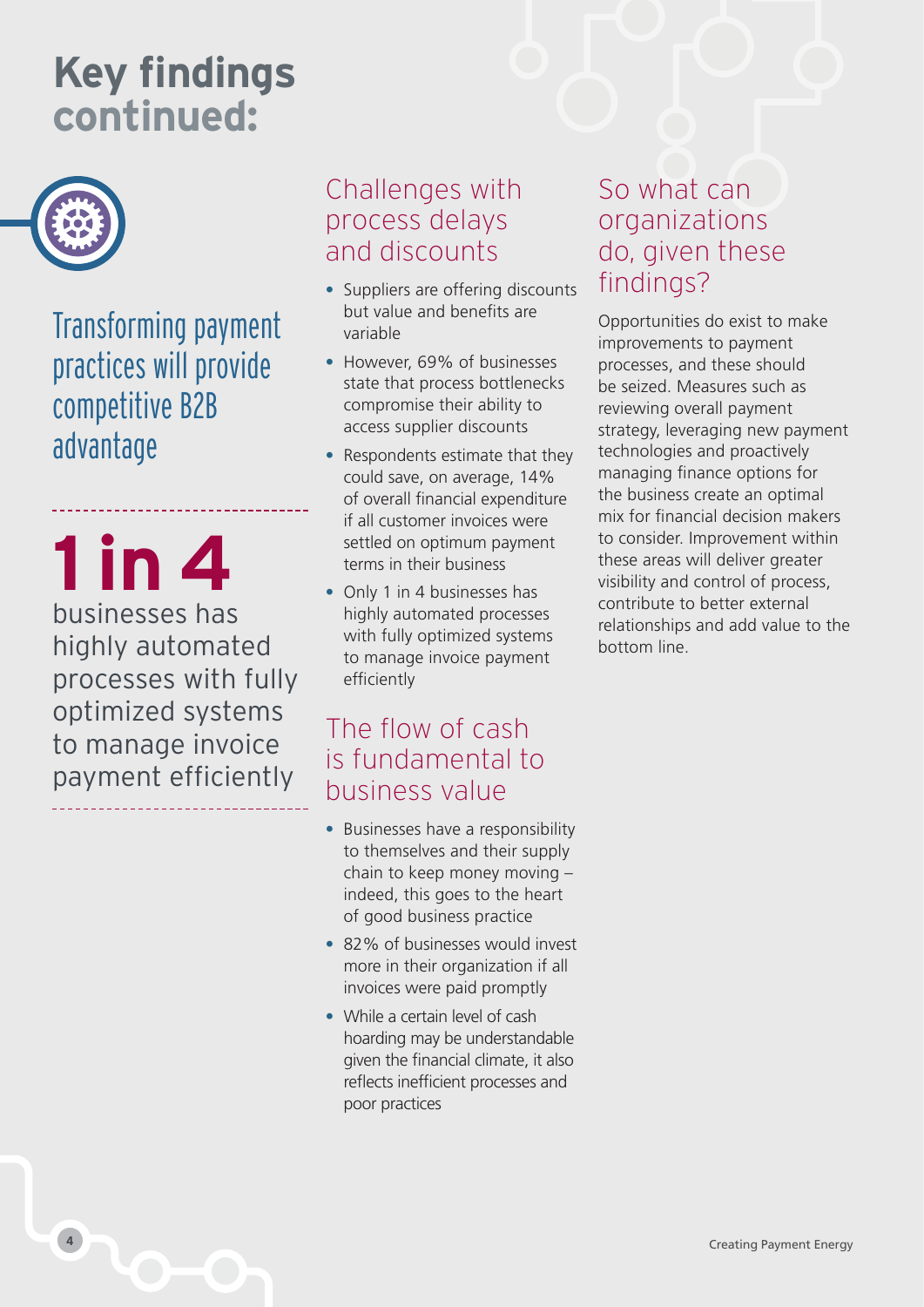# Key findings continued:

## Transforming payment practices will provide competitive B2B advantage

**1 in 4**

businesses has highly automated processes with fully optimized systems to manage invoice payment efficiently

### Challenges with process delays and discounts

- Suppliers are offering discounts but value and benefits are variable
- However, 69% of businesses state that process bottlenecks compromise their ability to access supplier discounts
- Respondents estimate that they could save, on average, 14% of overall financial expenditure if all customer invoices were settled on optimum payment terms in their business
- Only 1 in 4 businesses has highly automated processes with fully optimized systems to manage invoice payment efficiently

### The flow of cash is fundamental to business value

- Businesses have a responsibility to themselves and their supply chain to keep money moving – indeed, this goes to the heart of good business practice
- 82% of businesses would invest more in their organization if all invoices were paid promptly
- While a certain level of cash hoarding may be understandable given the financial climate, it also reflects inefficient processes and poor practices

### So what can organizations do, given these findings?

Opportunities do exist to make improvements to payment processes, and these should be seized. Measures such as reviewing overall payment strategy, leveraging new payment technologies and proactively managing finance options for the business create an optimal mix for financial decision makers to consider. Improvement within these areas will deliver greater visibility and control of process, contribute to better external relationships and add value to the bottom line.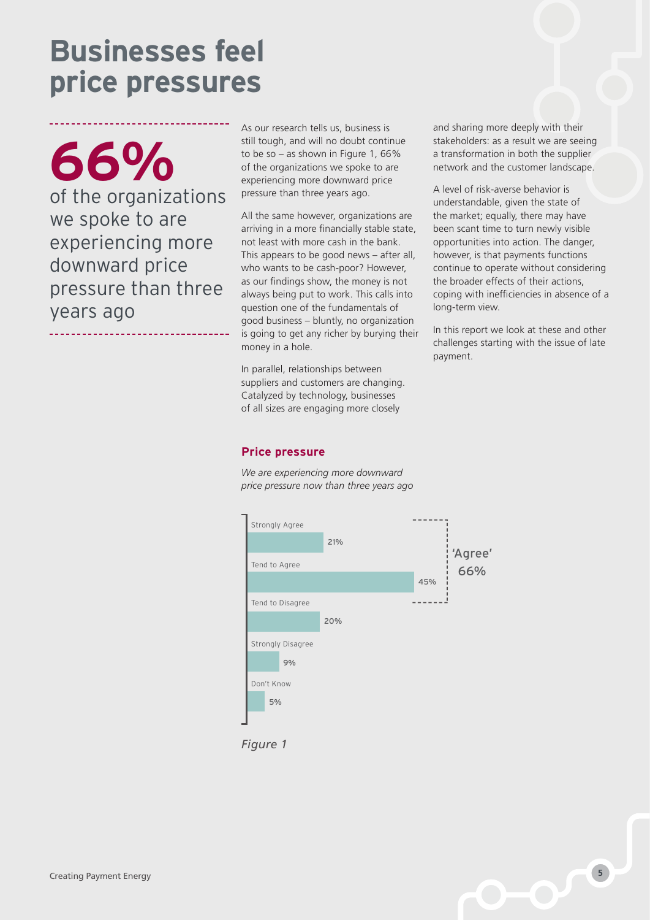# Businesses feel price pressures

**66%**

of the organizations we spoke to are experiencing more downward price pressure than three years ago

As our research tells us, business is still tough, and will no doubt continue to be so – as shown in Figure 1, 66% of the organizations we spoke to are experiencing more downward price pressure than three years ago.

All the same however, organizations are arriving in a more financially stable state, not least with more cash in the bank. This appears to be good news – after all, who wants to be cash-poor? However, as our findings show, the money is not always being put to work. This calls into question one of the fundamentals of good business – bluntly, no organization is going to get any richer by burying their money in a hole.

In parallel, relationships between suppliers and customers are changing. Catalyzed by technology, businesses of all sizes are engaging more closely and sharing more deeply with their stakeholders: as a result we are seeing a transformation in both the supplier network and the customer landscape.

A level of risk-averse behavior is understandable, given the state of the market; equally, there may have been scant time to turn newly visible opportunities into action. The danger, however, is that payments functions continue to operate without considering the broader effects of their actions, coping with inefficiencies in absence of a long-term view.

In this report we look at these and other challenges starting with the issue of late payment.

**Price pressure**

*We are experiencing more downward price pressure now than three years ago*

| Response | % |
|---|---|
| Strongly Agree | 21% |
| Tend to Agree | 45% |
| Tend to Disagree | 20% |
| Strongly Disagree | 9% |
| Don't Know | 5% |

'Agree' 66%

*Figure 1*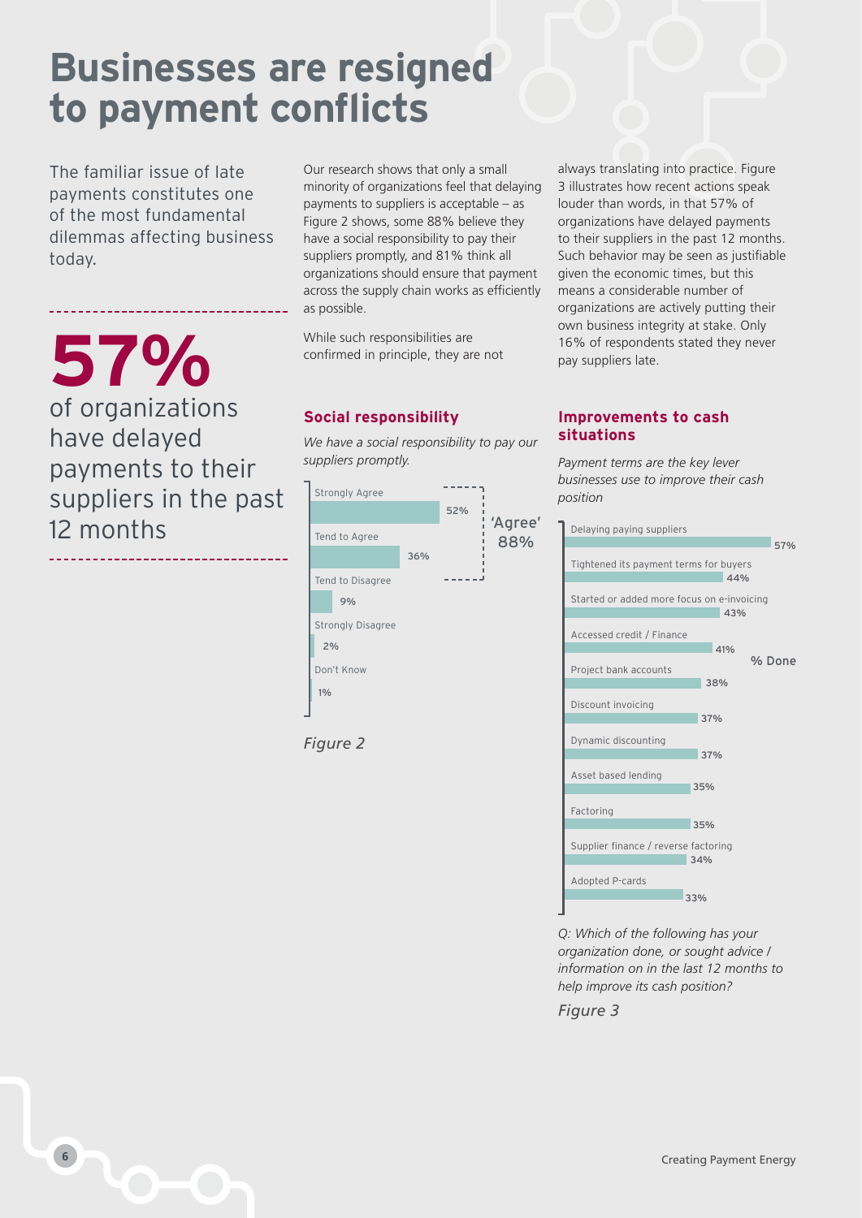# Businesses are resigned to payment conflicts

The familiar issue of late payments constitutes one of the most fundamental dilemmas affecting business today.

**57%** of organizations have delayed payments to their suppliers in the past 12 months

Our research shows that only a small minority of organizations feel that delaying payments to suppliers is acceptable – as Figure 2 shows, some 88% believe they have a social responsibility to pay their suppliers promptly, and 81% think all organizations should ensure that payment across the supply chain works as efficiently as possible.

While such responsibilities are confirmed in principle, they are not always translating into practice. Figure 3 illustrates how recent actions speak louder than words, in that 57% of organizations have delayed payments to their suppliers in the past 12 months. Such behavior may be seen as justifiable given the economic times, but this means a considerable number of organizations are actively putting their own business integrity at stake. Only 16% of respondents stated they never pay suppliers late.

### Social responsibility

*We have a social responsibility to pay our suppliers promptly.*

| Response | % |
|---|---|
| Strongly Agree | 52% |
| Tend to Agree | 36% |
| Tend to Disagree | 9% |
| Strongly Disagree | 2% |
| Don't Know | 1% |

'Agree' 88%

*Figure 2*

### Improvements to cash situations

*Payment terms are the key lever businesses use to improve their cash position*

| Action | % Done |
|---|---|
| Delaying paying suppliers | 57% |
| Tightened its payment terms for buyers | 44% |
| Started or added more focus on e-invoicing | 43% |
| Accessed credit / Finance | 41% |
| Project bank accounts | 38% |
| Discount invoicing | 37% |
| Dynamic discounting | 37% |
| Asset based lending | 35% |
| Factoring | 35% |
| Supplier finance / reverse factoring | 34% |
| Adopted P-cards | 33% |

*Q: Which of the following has your organization done, or sought advice / information on in the last 12 months to help improve its cash position?*

*Figure 3*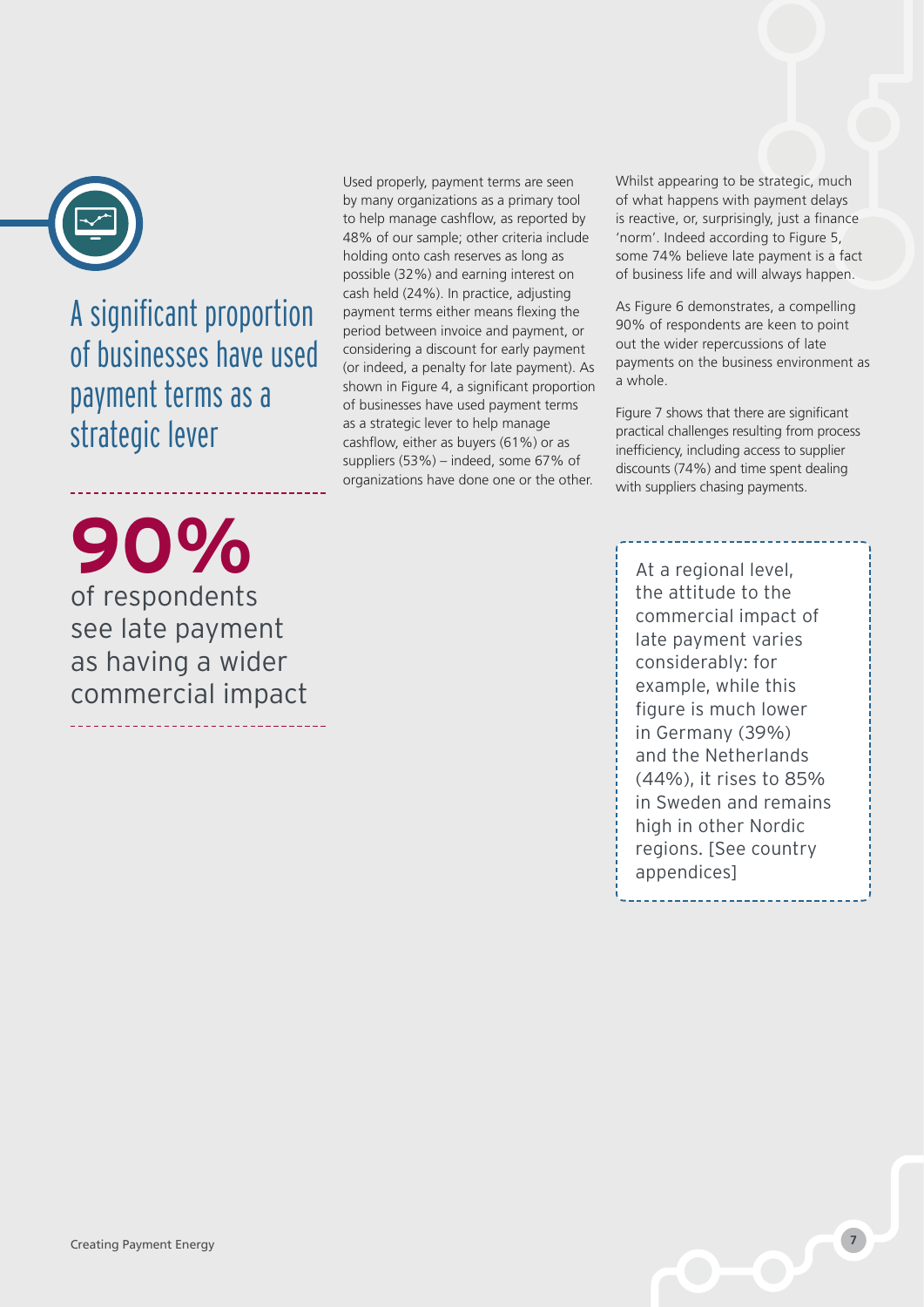## A significant proportion of businesses have used payment terms as a strategic lever

**90%**

of respondents see late payment as having a wider commercial impact

Used properly, payment terms are seen by many organizations as a primary tool to help manage cashflow, as reported by 48% of our sample; other criteria include holding onto cash reserves as long as possible (32%) and earning interest on cash held (24%). In practice, adjusting payment terms either means flexing the period between invoice and payment, or considering a discount for early payment (or indeed, a penalty for late payment). As shown in Figure 4, a significant proportion of businesses have used payment terms as a strategic lever to help manage cashflow, either as buyers (61%) or as suppliers (53%) – indeed, some 67% of organizations have done one or the other.

Whilst appearing to be strategic, much of what happens with payment delays is reactive, or, surprisingly, just a finance 'norm'. Indeed according to Figure 5, some 74% believe late payment is a fact of business life and will always happen.

As Figure 6 demonstrates, a compelling 90% of respondents are keen to point out the wider repercussions of late payments on the business environment as a whole.

Figure 7 shows that there are significant practical challenges resulting from process inefficiency, including access to supplier discounts (74%) and time spent dealing with suppliers chasing payments.

At a regional level, the attitude to the commercial impact of late payment varies considerably: for example, while this figure is much lower in Germany (39%) and the Netherlands (44%), it rises to 85% in Sweden and remains high in other Nordic regions. [See country appendices]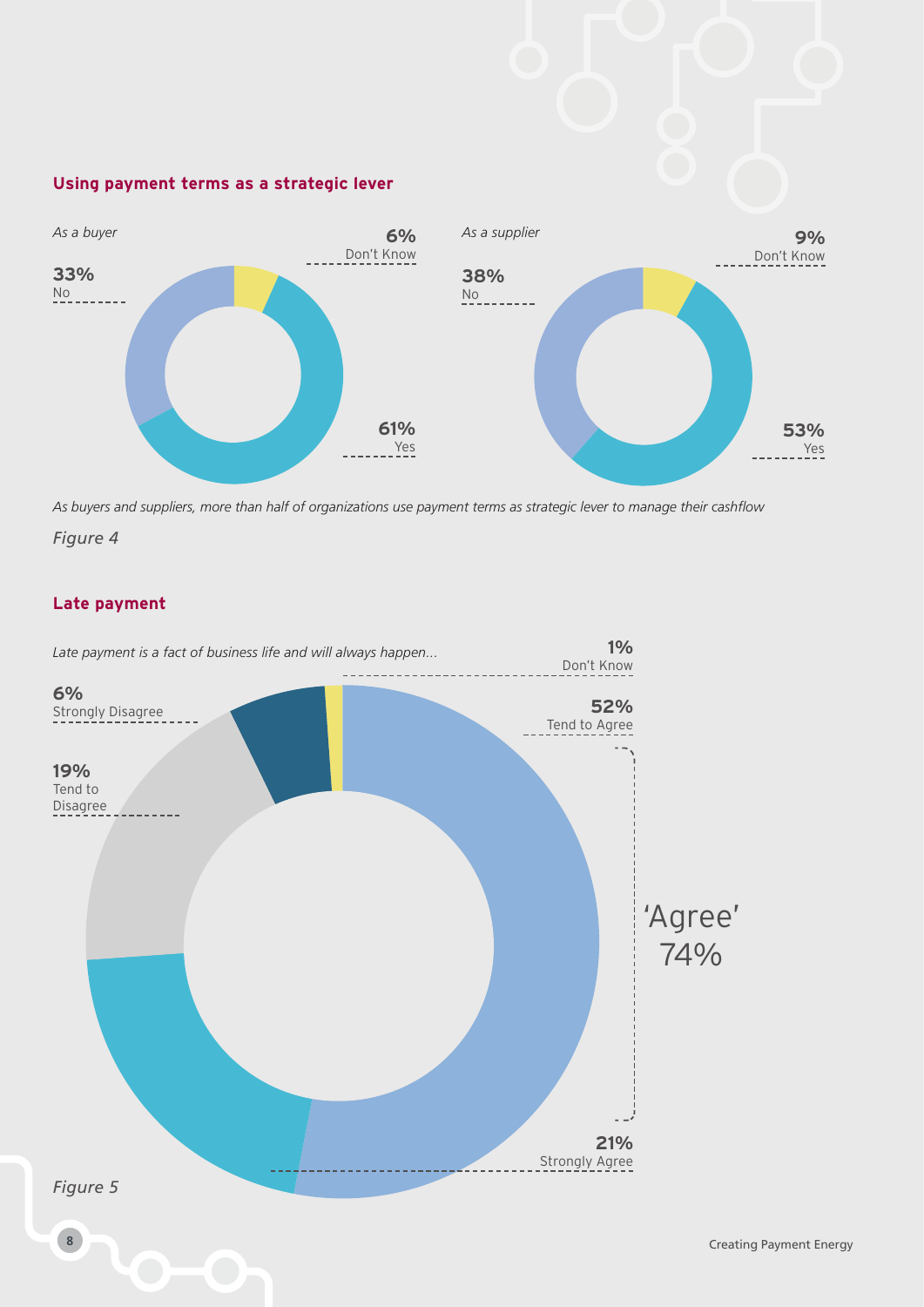#### Using payment terms as a strategic lever

*As a buyer*

33% No

6% Don't Know

61% Yes

*As a supplier*

38% No

9% Don't Know

53% Yes

*As buyers and suppliers, more than half of organizations use payment terms as strategic lever to manage their cashflow*

*Figure 4*

#### Late payment

*Late payment is a fact of business life and will always happen...*

1% Don't Know

6% Strongly Disagree

52% Tend to Agree

19% Tend to Disagree

'Agree' 74%

21% Strongly Agree

*Figure 5*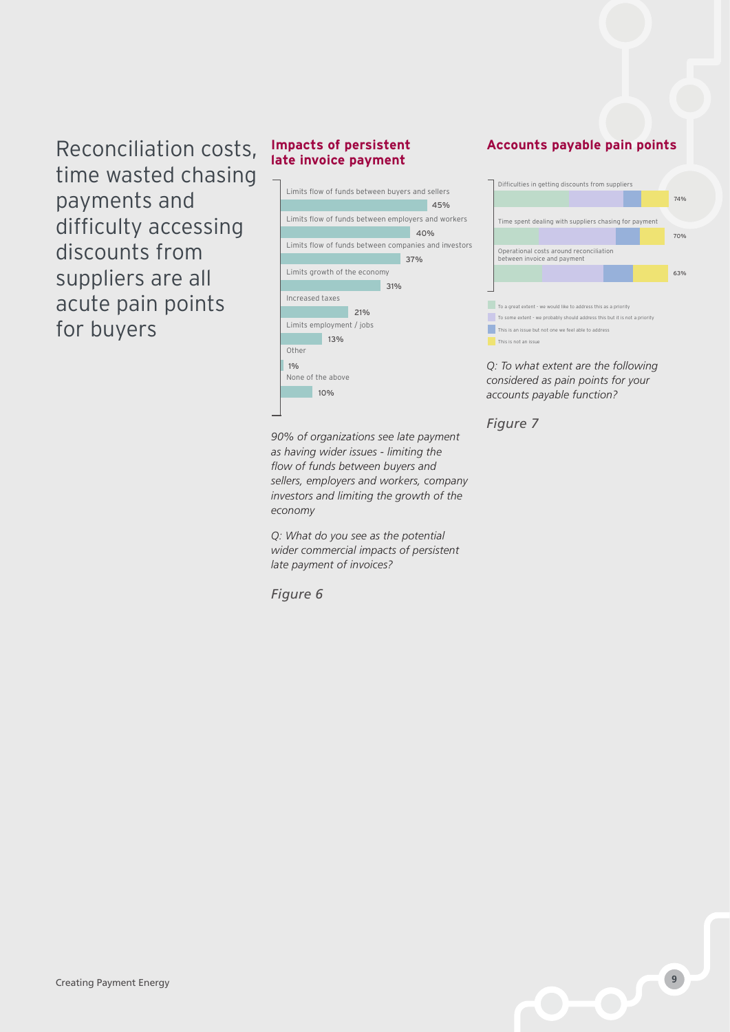# Reconciliation costs, time wasted chasing payments and difficulty accessing discounts from suppliers are all acute pain points for buyers

## Impacts of persistent late invoice payment

| Impact | % |
| --- | --- |
| Limits flow of funds between buyers and sellers | 45% |
| Limits flow of funds between employers and workers | 40% |
| Limits flow of funds between companies and investors | 37% |
| Limits growth of the economy | 31% |
| Increased taxes | 21% |
| Limits employment / jobs | 13% |
| Other | 1% |
| None of the above | 10% |

*90% of organizations see late payment as having wider issues - limiting the flow of funds between buyers and sellers, employers and workers, company investors and limiting the growth of the economy*

*Q: What do you see as the potential wider commercial impacts of persistent late payment of invoices?*

*Figure 6*

## Accounts payable pain points

| Pain point | % |
| --- | --- |
| Difficulties in getting discounts from suppliers | 74% |
| Time spent dealing with suppliers chasing for payment | 70% |
| Operational costs around reconciliation between invoice and payment | 63% |

- To a great extent - we would like to address this as a priority
- To some extent - we probably should address this but it is not a priority
- This is an issue but not one we feel able to address
- This is not an issue

*Q: To what extent are the following considered as pain points for your accounts payable function?*

*Figure 7*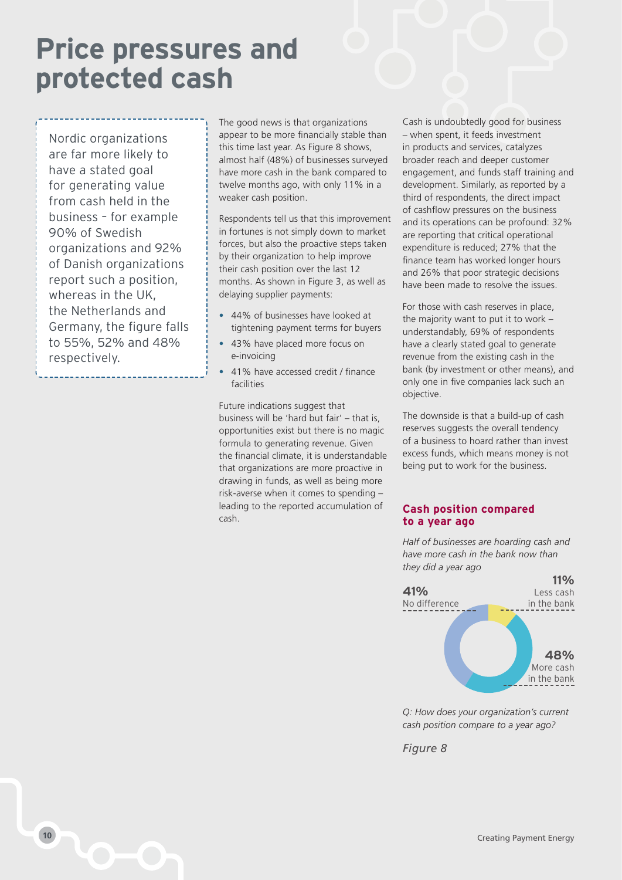# Price pressures and protected cash

> Nordic organizations are far more likely to have a stated goal for generating value from cash held in the business – for example 90% of Swedish organizations and 92% of Danish organizations report such a position, whereas in the UK, the Netherlands and Germany, the figure falls to 55%, 52% and 48% respectively.

The good news is that organizations appear to be more financially stable than this time last year. As Figure 8 shows, almost half (48%) of businesses surveyed have more cash in the bank compared to twelve months ago, with only 11% in a weaker cash position.

Respondents tell us that this improvement in fortunes is not simply down to market forces, but also the proactive steps taken by their organization to help improve their cash position over the last 12 months. As shown in Figure 3, as well as delaying supplier payments:

- 44% of businesses have looked at tightening payment terms for buyers
- 43% have placed more focus on e-invoicing
- 41% have accessed credit / finance facilities

Future indications suggest that business will be 'hard but fair' – that is, opportunities exist but there is no magic formula to generating revenue. Given the financial climate, it is understandable that organizations are more proactive in drawing in funds, as well as being more risk-averse when it comes to spending – leading to the reported accumulation of cash.

Cash is undoubtedly good for business – when spent, it feeds investment in products and services, catalyzes broader reach and deeper customer engagement, and funds staff training and development. Similarly, as reported by a third of respondents, the direct impact of cashflow pressures on the business and its operations can be profound: 32% are reporting that critical operational expenditure is reduced; 27% that the finance team has worked longer hours and 26% that poor strategic decisions have been made to resolve the issues.

For those with cash reserves in place, the majority want to put it to work – understandably, 69% of respondents have a clearly stated goal to generate revenue from the existing cash in the bank (by investment or other means), and only one in five companies lack such an objective.

The downside is that a build-up of cash reserves suggests the overall tendency of a business to hoard rather than invest excess funds, which means money is not being put to work for the business.

### Cash position compared to a year ago

*Half of businesses are hoarding cash and have more cash in the bank now than they did a year ago*

| Response | Share |
|---|---|
| No difference | 41% |
| Less cash in the bank | 11% |
| More cash in the bank | 48% |

*Q: How does your organization's current cash position compare to a year ago?*

*Figure 8*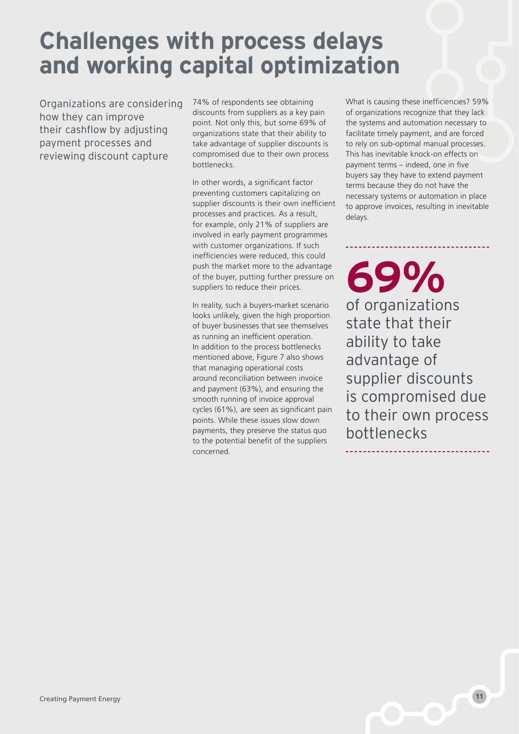# Challenges with process delays and working capital optimization

Organizations are considering how they can improve their cashflow by adjusting payment processes and reviewing discount capture

74% of respondents see obtaining discounts from suppliers as a key pain point. Not only this, but some 69% of organizations state that their ability to take advantage of supplier discounts is compromised due to their own process bottlenecks.

In other words, a significant factor preventing customers capitalizing on supplier discounts is their own inefficient processes and practices. As a result, for example, only 21% of suppliers are involved in early payment programmes with customer organizations. If such inefficiencies were reduced, this could push the market more to the advantage of the buyer, putting further pressure on suppliers to reduce their prices.

In reality, such a buyers-market scenario looks unlikely, given the high proportion of buyer businesses that see themselves as running an inefficient operation. In addition to the process bottlenecks mentioned above, Figure 7 also shows that managing operational costs around reconciliation between invoice and payment (63%), and ensuring the smooth running of invoice approval cycles (61%), are seen as significant pain points. While these issues slow down payments, they preserve the status quo to the potential benefit of the suppliers concerned.

What is causing these inefficiencies? 59% of organizations recognize that they lack the systems and automation necessary to facilitate timely payment, and are forced to rely on sub-optimal manual processes. This has inevitable knock-on effects on payment terms – indeed, one in five buyers say they have to extend payment terms because they do not have the necessary systems or automation in place to approve invoices, resulting in inevitable delays.

---

**69%**

of organizations state that their ability to take advantage of supplier discounts is compromised due to their own process bottlenecks

---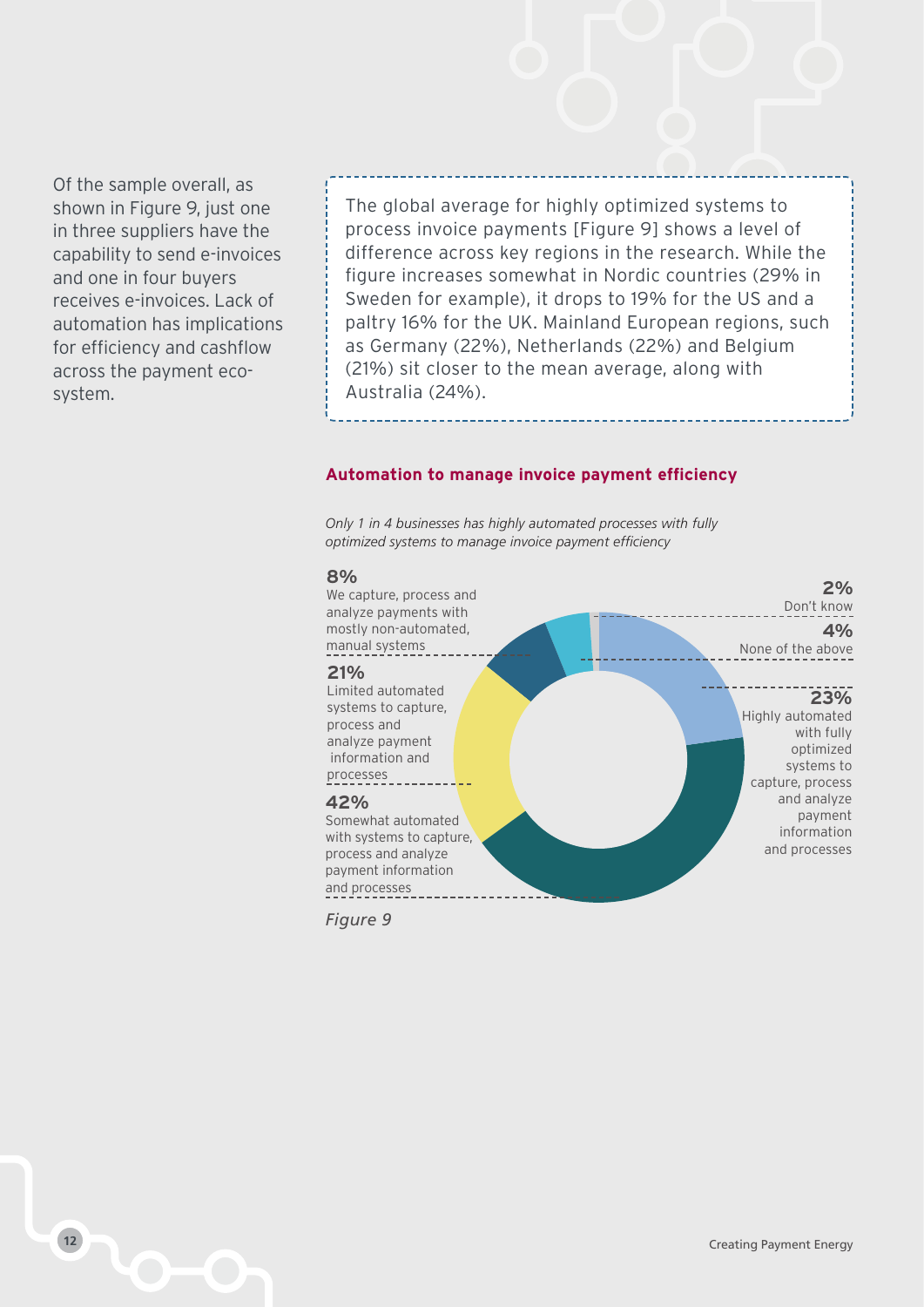Of the sample overall, as shown in Figure 9, just one in three suppliers have the capability to send e-invoices and one in four buyers receives e-invoices. Lack of automation has implications for efficiency and cashflow across the payment eco-system.

The global average for highly optimized systems to process invoice payments [Figure 9] shows a level of difference across key regions in the research. While the figure increases somewhat in Nordic countries (29% in Sweden for example), it drops to 19% for the US and a paltry 16% for the UK. Mainland European regions, such as Germany (22%), Netherlands (22%) and Belgium (21%) sit closer to the mean average, along with Australia (24%).

### Automation to manage invoice payment efficiency

*Only 1 in 4 businesses has highly automated processes with fully optimized systems to manage invoice payment efficiency*

**8%** We capture, process and analyze payments with mostly non-automated, manual systems

**21%** Limited automated systems to capture, process and analyze payment information and processes

**42%** Somewhat automated with systems to capture, process and analyze payment information and processes

**2%** Don't know

**4%** None of the above

**23%** Highly automated with fully optimized systems to capture, process and analyze payment information and processes

*Figure 9*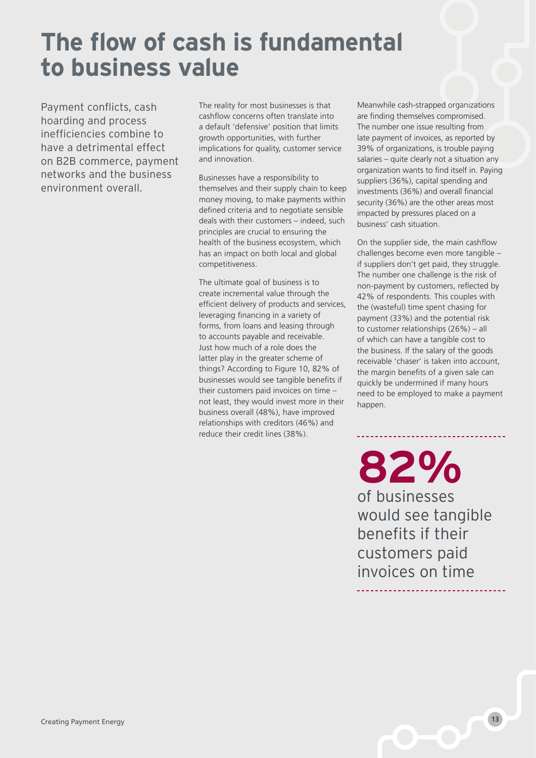# The flow of cash is fundamental to business value

Payment conflicts, cash hoarding and process inefficiencies combine to have a detrimental effect on B2B commerce, payment networks and the business environment overall.

The reality for most businesses is that cashflow concerns often translate into a default 'defensive' position that limits growth opportunities, with further implications for quality, customer service and innovation.

Businesses have a responsibility to themselves and their supply chain to keep money moving, to make payments within defined criteria and to negotiate sensible deals with their customers – indeed, such principles are crucial to ensuring the health of the business ecosystem, which has an impact on both local and global competitiveness.

The ultimate goal of business is to create incremental value through the efficient delivery of products and services, leveraging financing in a variety of forms, from loans and leasing through to accounts payable and receivable. Just how much of a role does the latter play in the greater scheme of things? According to Figure 10, 82% of businesses would see tangible benefits if their customers paid invoices on time – not least, they would invest more in their business overall (48%), have improved relationships with creditors (46%) and reduce their credit lines (38%).

Meanwhile cash-strapped organizations are finding themselves compromised. The number one issue resulting from late payment of invoices, as reported by 39% of organizations, is trouble paying salaries – quite clearly not a situation any organization wants to find itself in. Paying suppliers (36%), capital spending and investments (36%) and overall financial security (36%) are the other areas most impacted by pressures placed on a business' cash situation.

On the supplier side, the main cashflow challenges become even more tangible – if suppliers don't get paid, they struggle. The number one challenge is the risk of non-payment by customers, reflected by 42% of respondents. This couples with the (wasteful) time spent chasing for payment (33%) and the potential risk to customer relationships (26%) – all of which can have a tangible cost to the business. If the salary of the goods receivable 'chaser' is taken into account, the margin benefits of a given sale can quickly be undermined if many hours need to be employed to make a payment happen.

**82%** of businesses would see tangible benefits if their customers paid invoices on time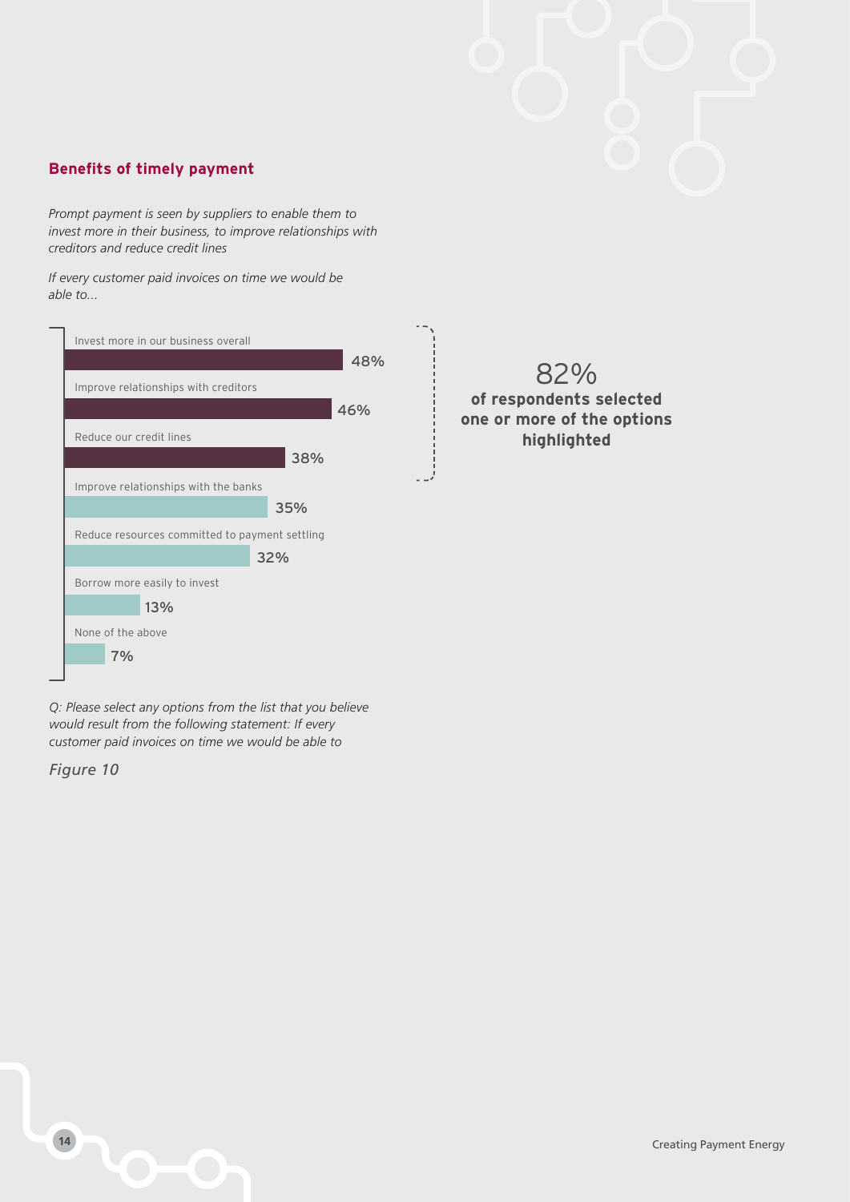## Benefits of timely payment

*Prompt payment is seen by suppliers to enable them to invest more in their business, to improve relationships with creditors and reduce credit lines*

*If every customer paid invoices on time we would be able to...*

| Option | % |
|---|---|
| Invest more in our business overall | 48% |
| Improve relationships with creditors | 46% |
| Reduce our credit lines | 38% |
| Improve relationships with the banks | 35% |
| Reduce resources committed to payment settling | 32% |
| Borrow more easily to invest | 13% |
| None of the above | 7% |

82%
**of respondents selected one or more of the options highlighted**

*Q: Please select any options from the list that you believe would result from the following statement: If every customer paid invoices on time we would be able to*

*Figure 10*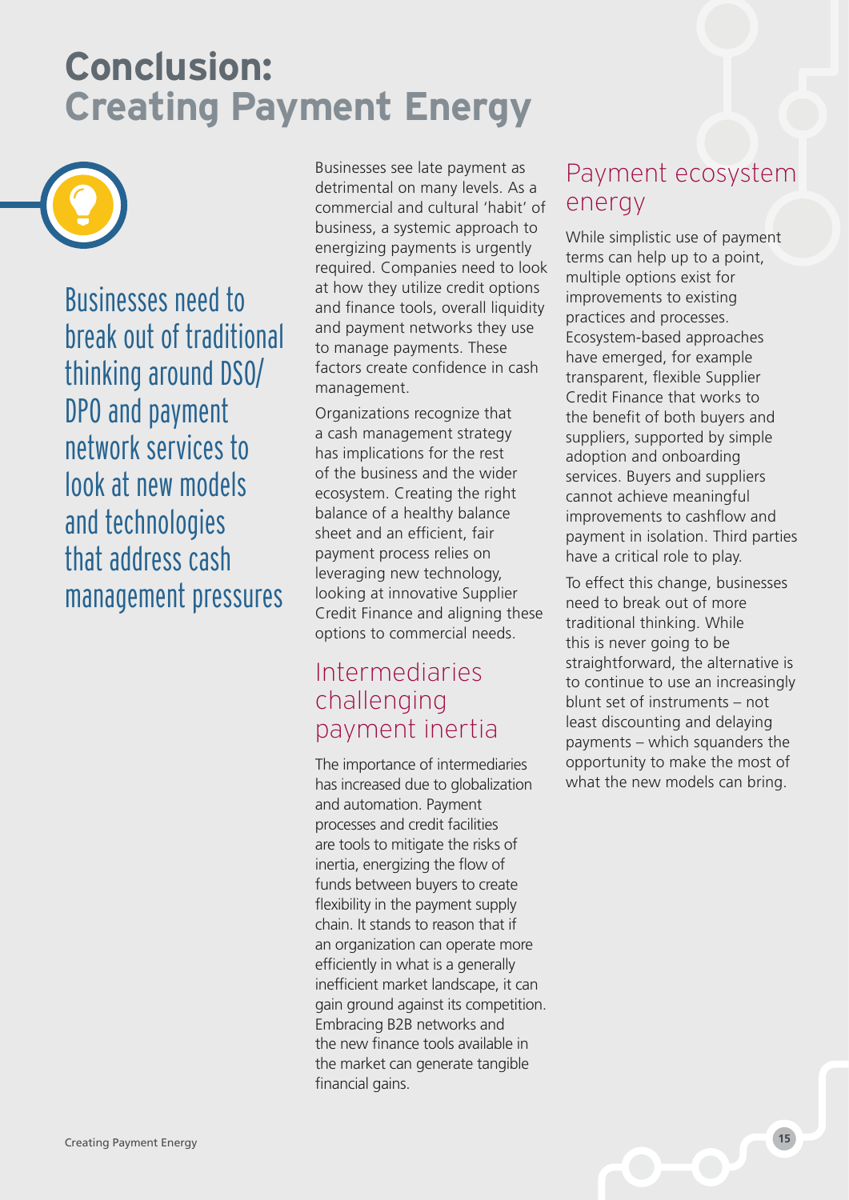# Conclusion: Creating Payment Energy

Businesses need to break out of traditional thinking around DSO/DPO and payment network services to look at new models and technologies that address cash management pressures

Businesses see late payment as detrimental on many levels. As a commercial and cultural 'habit' of business, a systemic approach to energizing payments is urgently required. Companies need to look at how they utilize credit options and finance tools, overall liquidity and payment networks they use to manage payments. These factors create confidence in cash management.

Organizations recognize that a cash management strategy has implications for the rest of the business and the wider ecosystem. Creating the right balance of a healthy balance sheet and an efficient, fair payment process relies on leveraging new technology, looking at innovative Supplier Credit Finance and aligning these options to commercial needs.

## Intermediaries challenging payment inertia

The importance of intermediaries has increased due to globalization and automation. Payment processes and credit facilities are tools to mitigate the risks of inertia, energizing the flow of funds between buyers to create flexibility in the payment supply chain. It stands to reason that if an organization can operate more efficiently in what is a generally inefficient market landscape, it can gain ground against its competition. Embracing B2B networks and the new finance tools available in the market can generate tangible financial gains.

## Payment ecosystem energy

While simplistic use of payment terms can help up to a point, multiple options exist for improvements to existing practices and processes. Ecosystem-based approaches have emerged, for example transparent, flexible Supplier Credit Finance that works to the benefit of both buyers and suppliers, supported by simple adoption and onboarding services. Buyers and suppliers cannot achieve meaningful improvements to cashflow and payment in isolation. Third parties have a critical role to play.

To effect this change, businesses need to break out of more traditional thinking. While this is never going to be straightforward, the alternative is to continue to use an increasingly blunt set of instruments – not least discounting and delaying payments – which squanders the opportunity to make the most of what the new models can bring.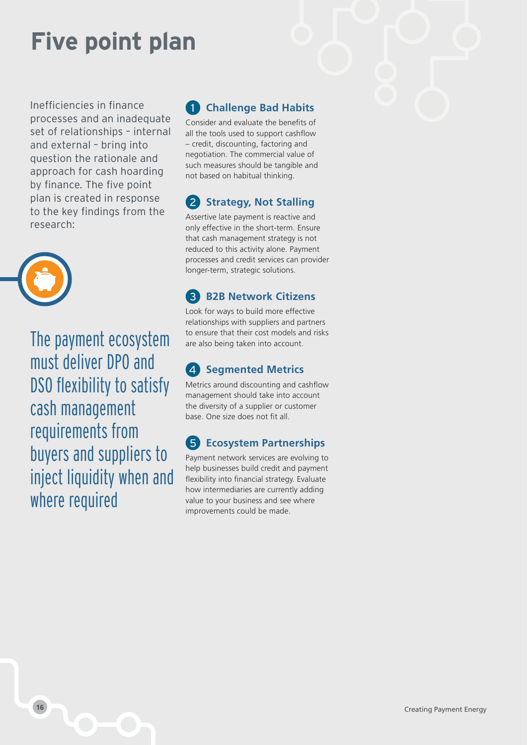# Five point plan

Inefficiencies in finance processes and an inadequate set of relationships – internal and external – bring into question the rationale and approach for cash hoarding by finance. The five point plan is created in response to the key findings from the research:

The payment ecosystem must deliver DPO and DSO flexibility to satisfy cash management requirements from buyers and suppliers to inject liquidity when and where required

## 1 Challenge Bad Habits

Consider and evaluate the benefits of all the tools used to support cashflow – credit, discounting, factoring and negotiation. The commercial value of such measures should be tangible and not based on habitual thinking.

## 2 Strategy, Not Stalling

Assertive late payment is reactive and only effective in the short-term. Ensure that cash management strategy is not reduced to this activity alone. Payment processes and credit services can provider longer-term, strategic solutions.

## 3 B2B Network Citizens

Look for ways to build more effective relationships with suppliers and partners to ensure that their cost models and risks are also being taken into account.

## 4 Segmented Metrics

Metrics around discounting and cashflow management should take into account the diversity of a supplier or customer base. One size does not fit all.

## 5 Ecosystem Partnerships

Payment network services are evolving to help businesses build credit and payment flexibility into financial strategy. Evaluate how intermediaries are currently adding value to your business and see where improvements could be made.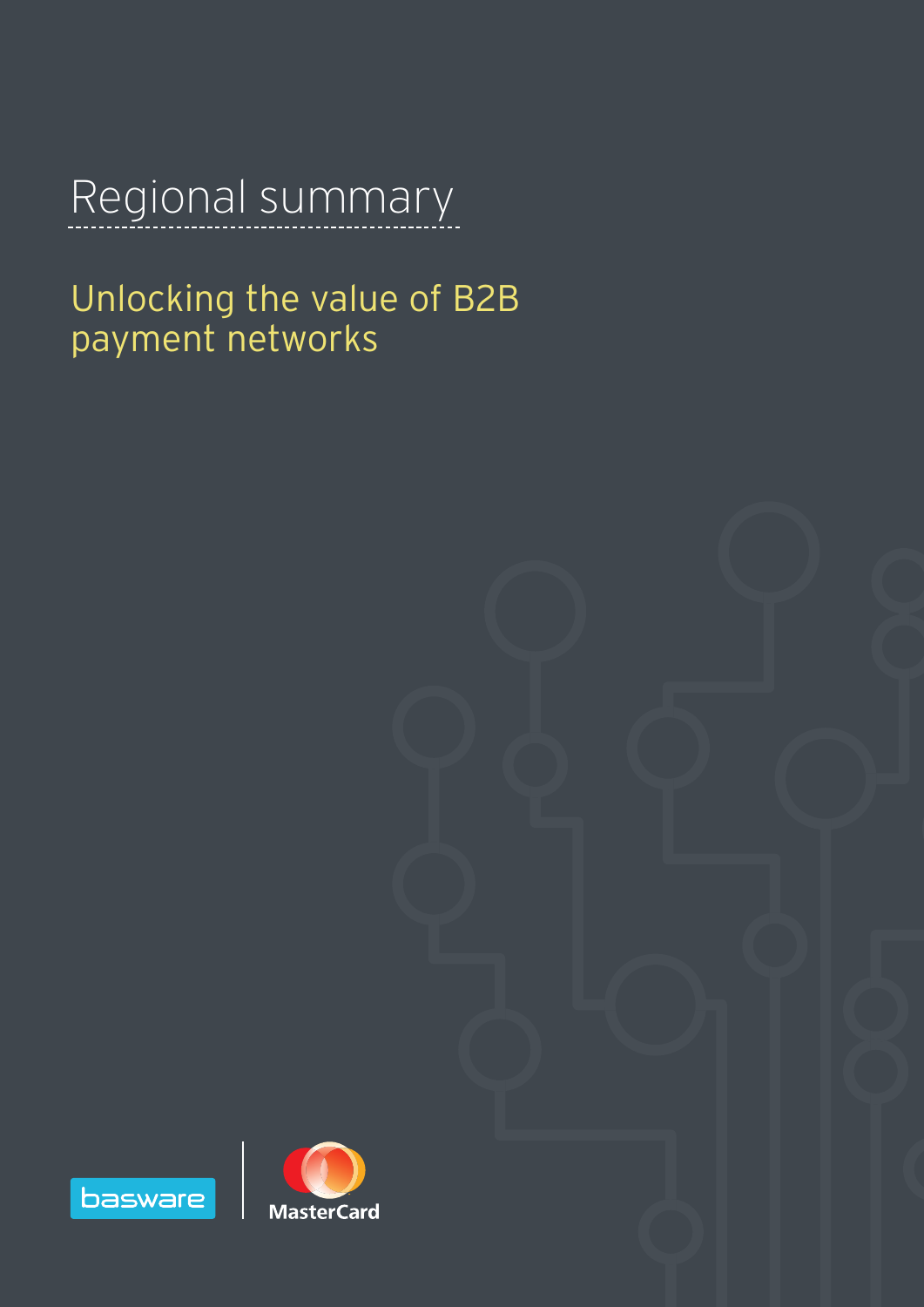# Regional summary

## Unlocking the value of B2B payment networks

basware

MasterCard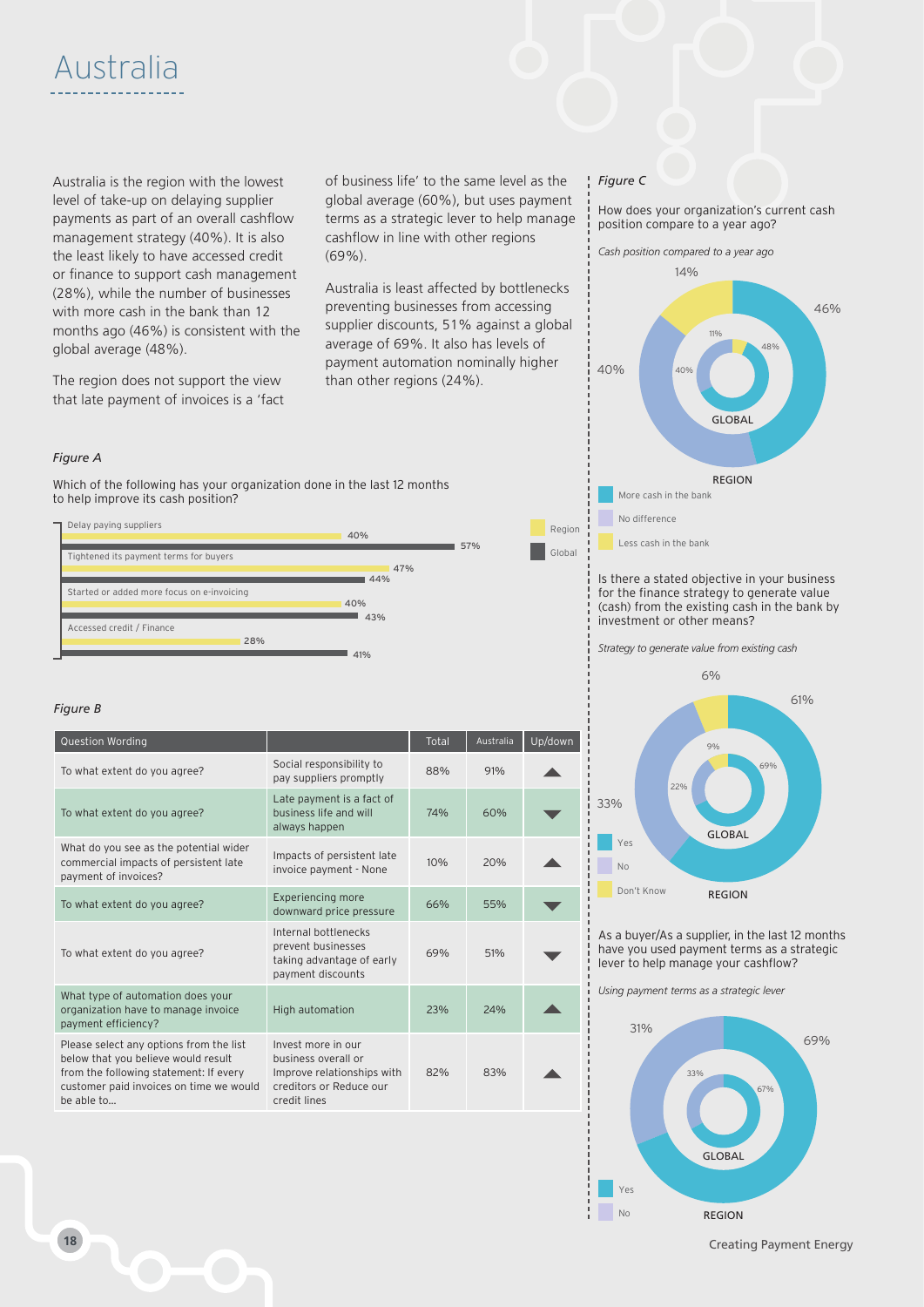# Australia

Australia is the region with the lowest level of take-up on delaying supplier payments as part of an overall cashflow management strategy (40%). It is also the least likely to have accessed credit or finance to support cash management (28%), while the number of businesses with more cash in the bank than 12 months ago (46%) is consistent with the global average (48%).

The region does not support the view that late payment of invoices is a 'fact of business life' to the same level as the global average (60%), but uses payment terms as a strategic lever to help manage cashflow in line with other regions (69%).

Australia is least affected by bottlenecks preventing businesses from accessing supplier discounts, 51% against a global average of 69%. It also has levels of payment automation nominally higher than other regions (24%).

*Figure A*

Which of the following has your organization done in the last 12 months to help improve its cash position?

| | Region | Global |
|---|---|---|
| Delay paying suppliers | 40% | 57% |
| Tightened its payment terms for buyers | 47% | 44% |
| Started or added more focus on e-invoicing | 40% | 43% |
| Accessed credit / Finance | 28% | 41% |

*Figure B*

| Question Wording | | Total | Australia | Up/down |
|---|---|---|---|---|
| To what extent do you agree? | Social responsibility to pay suppliers promptly | 88% | 91% | ▲ |
| To what extent do you agree? | Late payment is a fact of business life and will always happen | 74% | 60% | ▼ |
| What do you see as the potential wider commercial impacts of persistent late payment of invoices? | Impacts of persistent late invoice payment - None | 10% | 20% | ▲ |
| To what extent do you agree? | Experiencing more downward price pressure | 66% | 55% | ▼ |
| To what extent do you agree? | Internal bottlenecks prevent businesses taking advantage of early payment discounts | 69% | 51% | ▼ |
| What type of automation does your organization have to manage invoice payment efficiency? | High automation | 23% | 24% | ▲ |
| Please select any options from the list below that you believe would result from the following statement: If every customer paid invoices on time we would be able to... | Invest more in our business overall or Improve relationships with creditors or Reduce our credit lines | 82% | 83% | ▲ |

*Figure C*

How does your organization's current cash position compare to a year ago?

*Cash position compared to a year ago*

| | Region | Global |
|---|---|---|
| More cash in the bank | 46% | 48% |
| No difference | 40% | 40% |
| Less cash in the bank | 14% | 11% |

Is there a stated objective in your business for the finance strategy to generate value (cash) from the existing cash in the bank by investment or other means?

*Strategy to generate value from existing cash*

| | Region | Global |
|---|---|---|
| Yes | 61% | 69% |
| No | 33% | 22% |
| Don't Know | 6% | 9% |

As a buyer/As a supplier, in the last 12 months have you used payment terms as a strategic lever to help manage your cashflow?

*Using payment terms as a strategic lever*

| | Region | Global |
|---|---|---|
| Yes | 69% | 67% |
| No | 31% | 33% |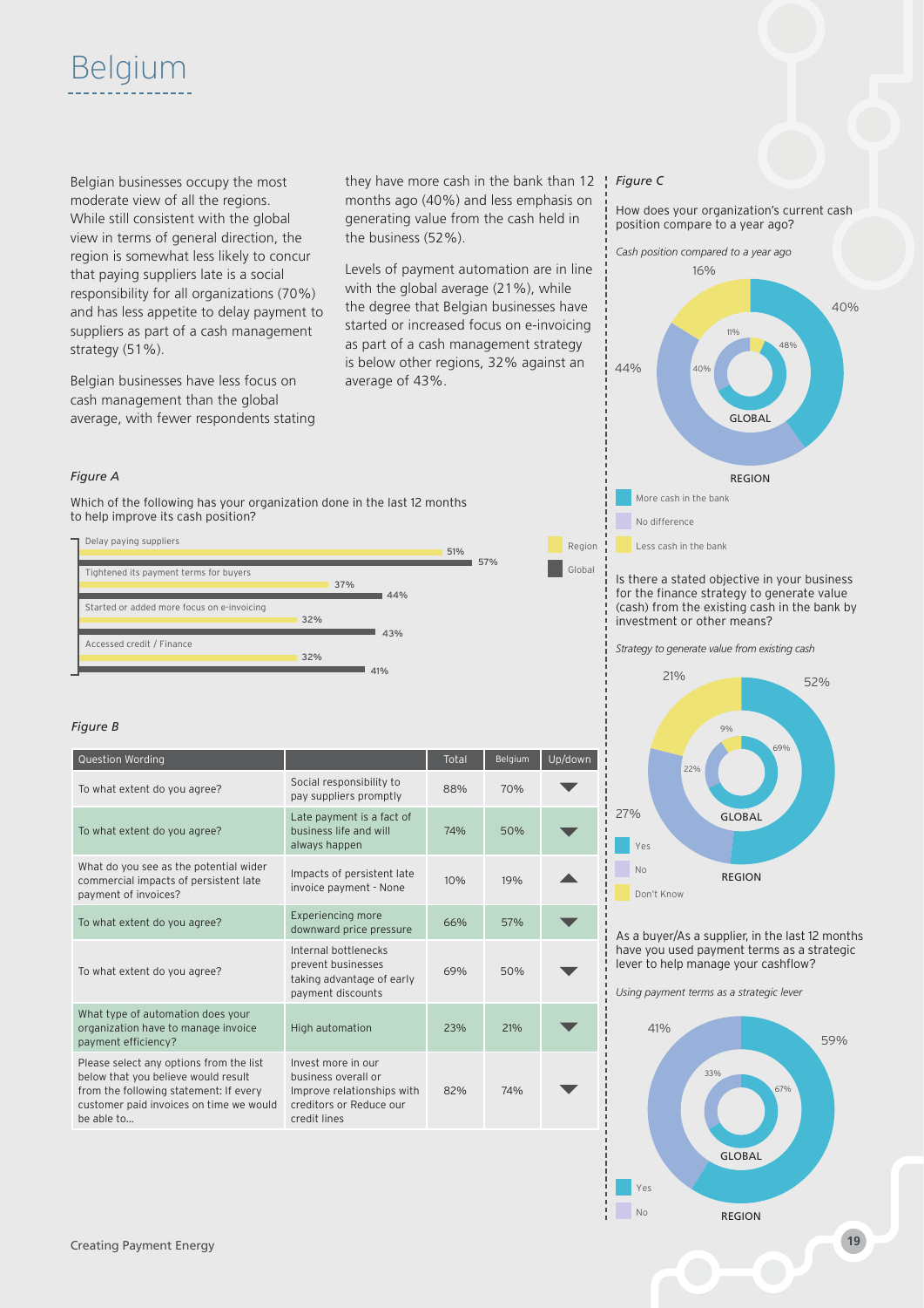# Belgium

Belgian businesses occupy the most moderate view of all the regions. While still consistent with the global view in terms of general direction, the region is somewhat less likely to concur that paying suppliers late is a social responsibility for all organizations (70%) and has less appetite to delay payment to suppliers as part of a cash management strategy (51%).

Belgian businesses have less focus on cash management than the global average, with fewer respondents stating they have more cash in the bank than 12 months ago (40%) and less emphasis on generating value from the cash held in the business (52%).

Levels of payment automation are in line with the global average (21%), while the degree that Belgian businesses have started or increased focus on e-invoicing as part of a cash management strategy is below other regions, 32% against an average of 43%.

*Figure A*

Which of the following has your organization done in the last 12 months to help improve its cash position?

| | Region | Global |
|---|---|---|
| Delay paying suppliers | 51% | 57% |
| Tightened its payment terms for buyers | 37% | 44% |
| Started or added more focus on e-invoicing | 32% | 43% |
| Accessed credit / Finance | 32% | 41% |

*Figure B*

| Question Wording | | Total | Belgium | Up/down |
|---|---|---|---|---|
| To what extent do you agree? | Social responsibility to pay suppliers promptly | 88% | 70% | ▼ |
| To what extent do you agree? | Late payment is a fact of business life and will always happen | 74% | 50% | ▼ |
| What do you see as the potential wider commercial impacts of persistent late payment of invoices? | Impacts of persistent late invoice payment - None | 10% | 19% | ▲ |
| To what extent do you agree? | Experiencing more downward price pressure | 66% | 57% | ▼ |
| To what extent do you agree? | Internal bottlenecks prevent businesses taking advantage of early payment discounts | 69% | 50% | ▼ |
| What type of automation does your organization have to manage invoice payment efficiency? | High automation | 23% | 21% | ▼ |
| Please select any options from the list below that you believe would result from the following statement: If every customer paid invoices on time we would be able to... | Invest more in our business overall or Improve relationships with creditors or Reduce our credit lines | 82% | 74% | ▼ |

*Figure C*

How does your organization's current cash position compare to a year ago?

*Cash position compared to a year ago*

| | Region | Global |
|---|---|---|
| More cash in the bank | 40% | 48% |
| No difference | 44% | 40% |
| Less cash in the bank | 16% | 11% |

Is there a stated objective in your business for the finance strategy to generate value (cash) from the existing cash in the bank by investment or other means?

*Strategy to generate value from existing cash*

| | Region | Global |
|---|---|---|
| Yes | 52% | 69% |
| No | 27% | 22% |
| Don't Know | 21% | 9% |

As a buyer/As a supplier, in the last 12 months have you used payment terms as a strategic lever to help manage your cashflow?

*Using payment terms as a strategic lever*

| | Region | Global |
|---|---|---|
| Yes | 59% | 67% |
| No | 41% | 33% |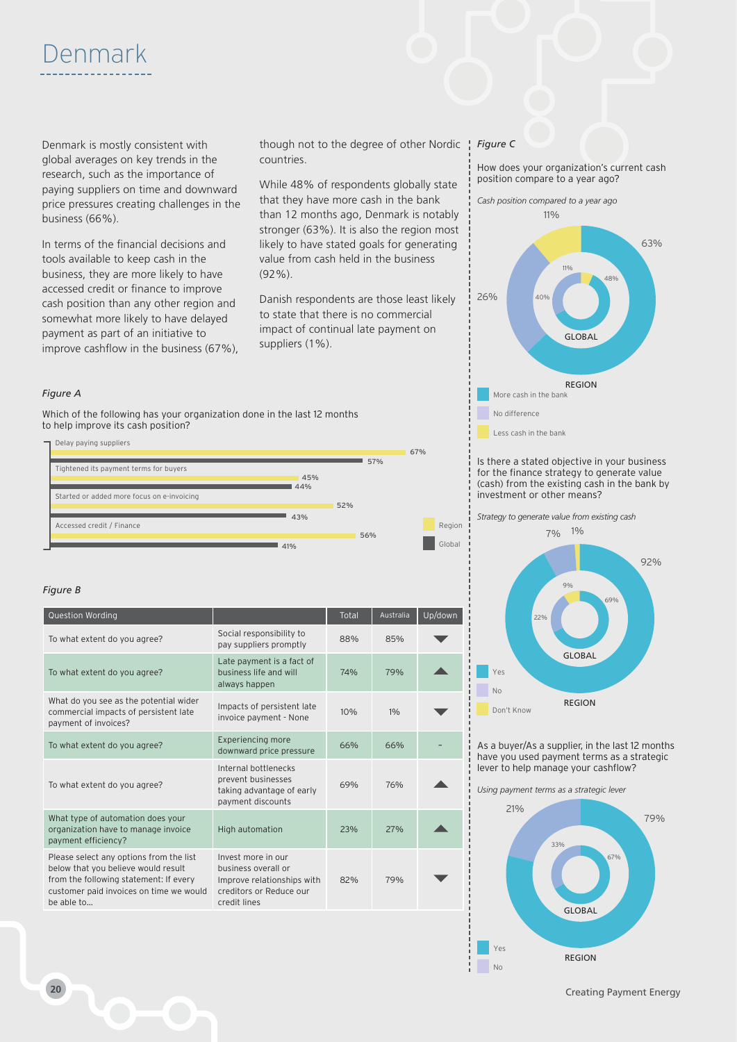# Denmark

Denmark is mostly consistent with global averages on key trends in the research, such as the importance of paying suppliers on time and downward price pressures creating challenges in the business (66%).

In terms of the financial decisions and tools available to keep cash in the business, they are more likely to have accessed credit or finance to improve cash position than any other region and somewhat more likely to have delayed payment as part of an initiative to improve cashflow in the business (67%), though not to the degree of other Nordic countries.

While 48% of respondents globally state that they have more cash in the bank than 12 months ago, Denmark is notably stronger (63%). It is also the region most likely to have stated goals for generating value from cash held in the business (92%).

Danish respondents are those least likely to state that there is no commercial impact of continual late payment on suppliers (1%).

*Figure A*

Which of the following has your organization done in the last 12 months to help improve its cash position?

| | Region | Global |
|---|---|---|
| Delay paying suppliers | 67% | 57% |
| Tightened its payment terms for buyers | 45% | 44% |
| Started or added more focus on e-invoicing | 52% | 43% |
| Accessed credit / Finance | 56% | 41% |

*Figure B*

| Question Wording | | Total | Australia | Up/down |
|---|---|---|---|---|
| To what extent do you agree? | Social responsibility to pay suppliers promptly | 88% | 85% | ▼ |
| To what extent do you agree? | Late payment is a fact of business life and will always happen | 74% | 79% | ▲ |
| What do you see as the potential wider commercial impacts of persistent late payment of invoices? | Impacts of persistent late invoice payment - None | 10% | 1% | ▼ |
| To what extent do you agree? | Experiencing more downward price pressure | 66% | 66% | - |
| To what extent do you agree? | Internal bottlenecks prevent businesses taking advantage of early payment discounts | 69% | 76% | ▲ |
| What type of automation does your organization have to manage invoice payment efficiency? | High automation | 23% | 27% | ▲ |
| Please select any options from the list below that you believe would result from the following statement: If every customer paid invoices on time we would be able to... | Invest more in our business overall or Improve relationships with creditors or Reduce our credit lines | 82% | 79% | ▼ |

*Figure C*

How does your organization's current cash position compare to a year ago?

*Cash position compared to a year ago*

| | Region | Global |
|---|---|---|
| More cash in the bank | 63% | 48% |
| No difference | 26% | 40% |
| Less cash in the bank | 11% | 11% |

Is there a stated objective in your business for the finance strategy to generate value (cash) from the existing cash in the bank by investment or other means?

*Strategy to generate value from existing cash*

| | Region | Global |
|---|---|---|
| Yes | 92% | 69% |
| No | 7% | 22% |
| Don't Know | 1% | 9% |

As a buyer/As a supplier, in the last 12 months have you used payment terms as a strategic lever to help manage your cashflow?

*Using payment terms as a strategic lever*

| | Region | Global |
|---|---|---|
| Yes | 79% | 67% |
| No | 21% | 33% |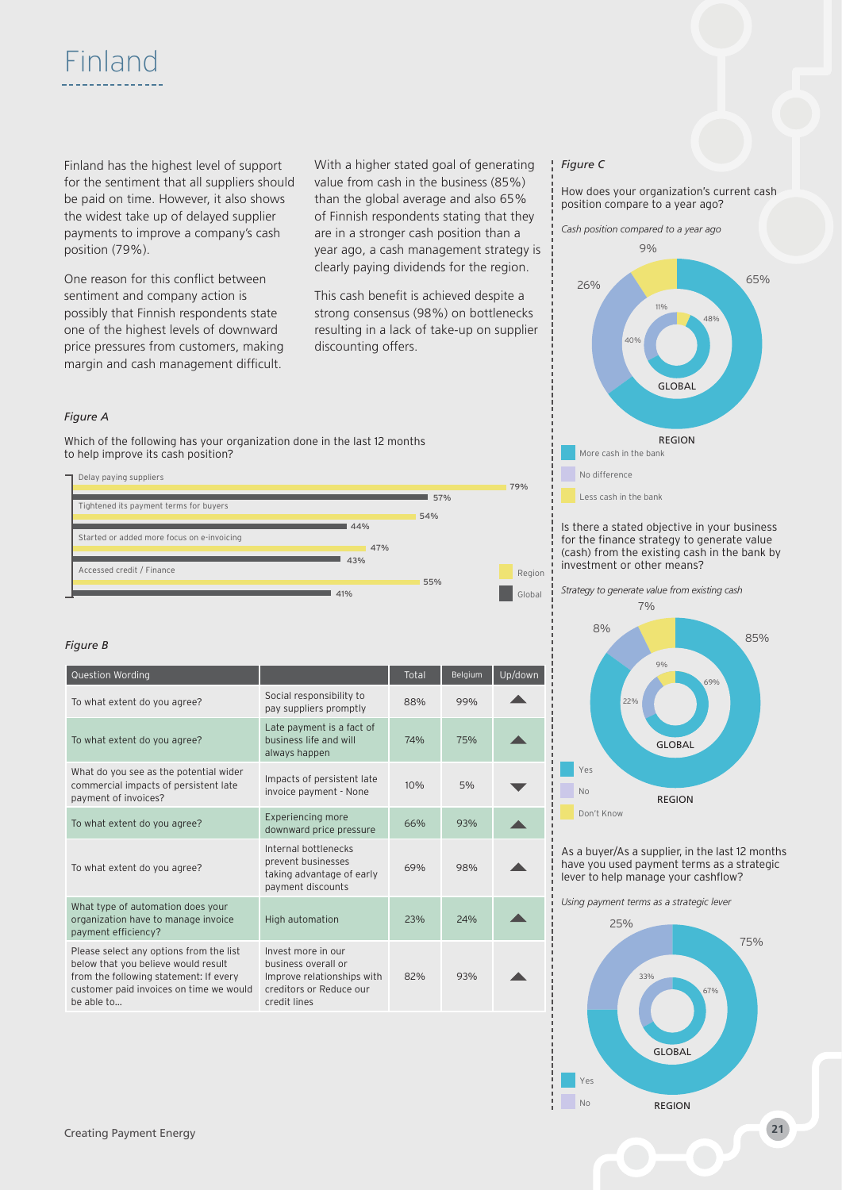# Finland

Finland has the highest level of support for the sentiment that all suppliers should be paid on time. However, it also shows the widest take up of delayed supplier payments to improve a company's cash position (79%).

One reason for this conflict between sentiment and company action is possibly that Finnish respondents state one of the highest levels of downward price pressures from customers, making margin and cash management difficult.

With a higher stated goal of generating value from cash in the business (85%) than the global average and also 65% of Finnish respondents stating that they are in a stronger cash position than a year ago, a cash management strategy is clearly paying dividends for the region.

This cash benefit is achieved despite a strong consensus (98%) on bottlenecks resulting in a lack of take-up on supplier discounting offers.

*Figure A*

Which of the following has your organization done in the last 12 months to help improve its cash position?

| | Region | Global |
|---|---|---|
| Delay paying suppliers | 79% | 57% |
| Tightened its payment terms for buyers | 54% | 44% |
| Started or added more focus on e-invoicing | 47% | 43% |
| Accessed credit / Finance | 55% | 41% |

*Figure B*

| Question Wording | | Total | Belgium | Up/down |
|---|---|---|---|---|
| To what extent do you agree? | Social responsibility to pay suppliers promptly | 88% | 99% | ▲ |
| To what extent do you agree? | Late payment is a fact of business life and will always happen | 74% | 75% | ▲ |
| What do you see as the potential wider commercial impacts of persistent late payment of invoices? | Impacts of persistent late invoice payment - None | 10% | 5% | ▼ |
| To what extent do you agree? | Experiencing more downward price pressure | 66% | 93% | ▲ |
| To what extent do you agree? | Internal bottlenecks prevent businesses taking advantage of early payment discounts | 69% | 98% | ▲ |
| What type of automation does your organization have to manage invoice payment efficiency? | High automation | 23% | 24% | ▲ |
| Please select any options from the list below that you believe would result from the following statement: If every customer paid invoices on time we would be able to… | Invest more in our business overall or Improve relationships with creditors or Reduce our credit lines | 82% | 93% | ▲ |

*Figure C*

How does your organization's current cash position compare to a year ago?

*Cash position compared to a year ago*

| | Region | Global |
|---|---|---|
| More cash in the bank | 65% | 48% |
| No difference | 26% | 40% |
| Less cash in the bank | 9% | 11% |

Is there a stated objective in your business for the finance strategy to generate value (cash) from the existing cash in the bank by investment or other means?

*Strategy to generate value from existing cash*

| | Region | Global |
|---|---|---|
| Yes | 85% | 69% |
| No | 8% | 22% |
| Don't Know | 7% | 9% |

As a buyer/As a supplier, in the last 12 months have you used payment terms as a strategic lever to help manage your cashflow?

*Using payment terms as a strategic lever*

| | Region | Global |
|---|---|---|
| Yes | 75% | 67% |
| No | 25% | 33% |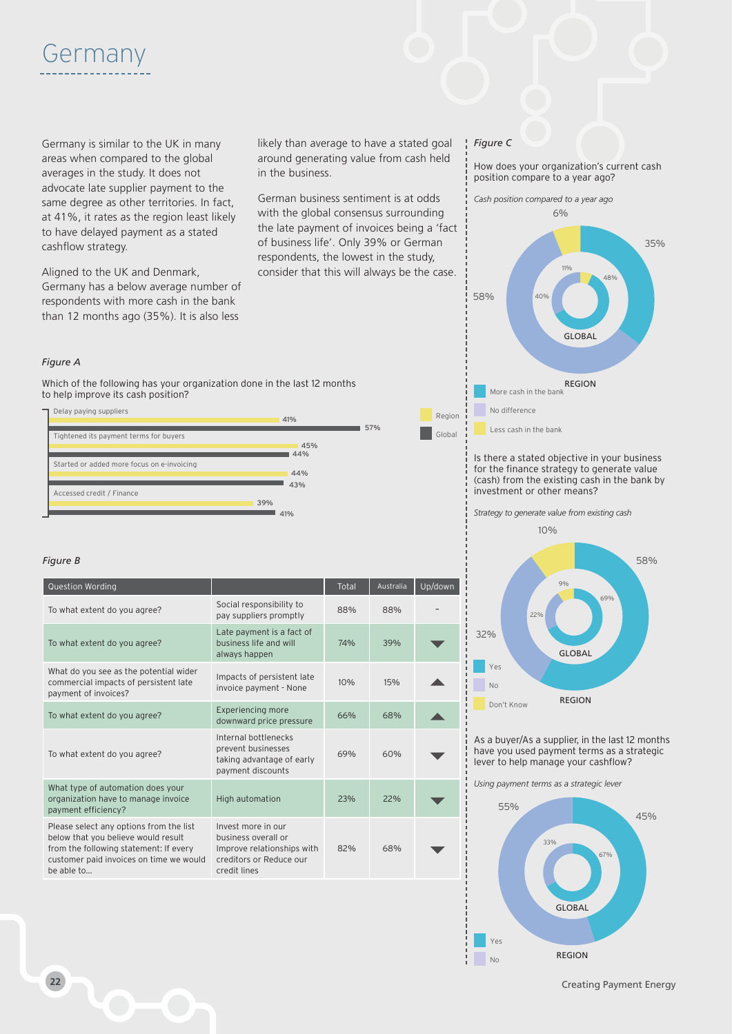# Germany

Germany is similar to the UK in many areas when compared to the global averages in the study. It does not advocate late supplier payment to the same degree as other territories. In fact, at 41%, it rates as the region least likely to have delayed payment as a stated cashflow strategy.

Aligned to the UK and Denmark, Germany has a below average number of respondents with more cash in the bank than 12 months ago (35%). It is also less likely than average to have a stated goal around generating value from cash held in the business.

German business sentiment is at odds with the global consensus surrounding the late payment of invoices being a 'fact of business life'. Only 39% or German respondents, the lowest in the study, consider that this will always be the case.

*Figure A*

Which of the following has your organization done in the last 12 months to help improve its cash position?

| | Region | Global |
|---|---|---|
| Delay paying suppliers | 41% | 57% |
| Tightened its payment terms for buyers | 45% | 44% |
| Started or added more focus on e-invoicing | 44% | 43% |
| Accessed credit / Finance | 39% | 41% |

*Figure B*

| Question Wording | | Total | Australia | Up/down |
|---|---|---|---|---|
| To what extent do you agree? | Social responsibility to pay suppliers promptly | 88% | 88% | - |
| To what extent do you agree? | Late payment is a fact of business life and will always happen | 74% | 39% | ▼ |
| What do you see as the potential wider commercial impacts of persistent late payment of invoices? | Impacts of persistent late invoice payment - None | 10% | 15% | ▲ |
| To what extent do you agree? | Experiencing more downward price pressure | 66% | 68% | ▲ |
| To what extent do you agree? | Internal bottlenecks prevent businesses taking advantage of early payment discounts | 69% | 60% | ▼ |
| What type of automation does your organization have to manage invoice payment efficiency? | High automation | 23% | 22% | ▼ |
| Please select any options from the list below that you believe would result from the following statement: If every customer paid invoices on time we would be able to... | Invest more in our business overall or Improve relationships with creditors or Reduce our credit lines | 82% | 68% | ▼ |

*Figure C*

How does your organization's current cash position compare to a year ago?

*Cash position compared to a year ago*

| | Region | Global |
|---|---|---|
| More cash in the bank | 35% | 48% |
| No difference | 58% | 40% |
| Less cash in the bank | 6% | 11% |

Is there a stated objective in your business for the finance strategy to generate value (cash) from the existing cash in the bank by investment or other means?

*Strategy to generate value from existing cash*

| | Region | Global |
|---|---|---|
| Yes | 58% | 69% |
| No | 32% | 22% |
| Don't Know | 10% | 9% |

As a buyer/As a supplier, in the last 12 months have you used payment terms as a strategic lever to help manage your cashflow?

*Using payment terms as a strategic lever*

| | Region | Global |
|---|---|---|
| Yes | 45% | 67% |
| No | 55% | 33% |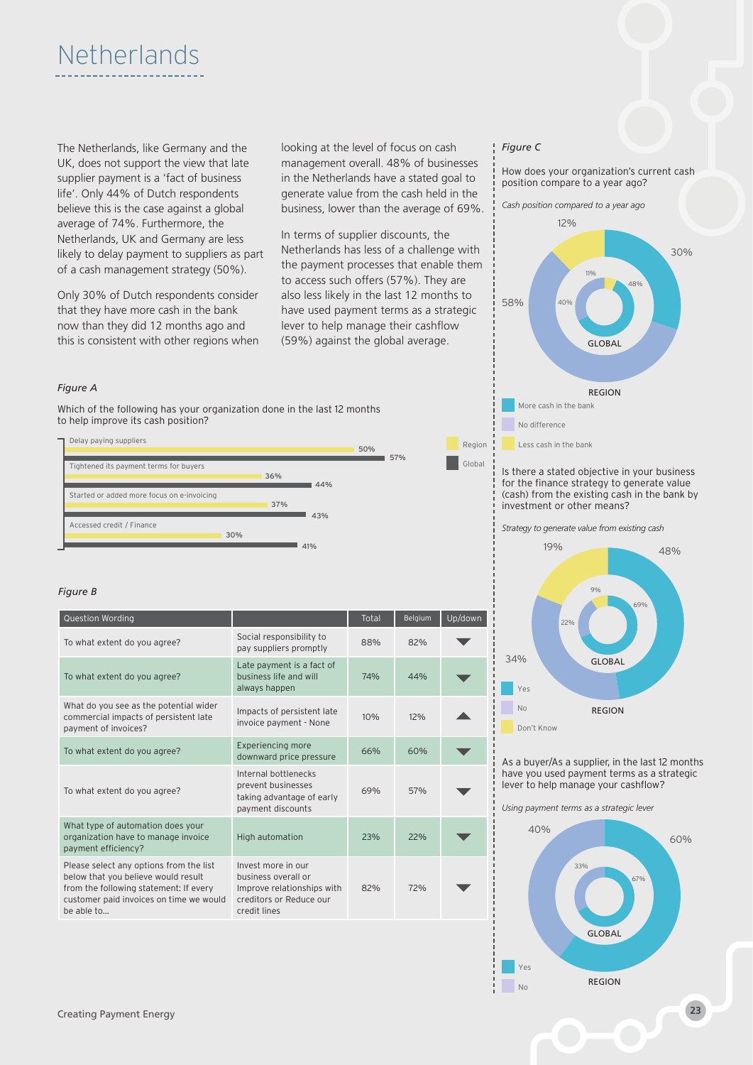# Netherlands

The Netherlands, like Germany and the UK, does not support the view that late supplier payment is a 'fact of business life'. Only 44% of Dutch respondents believe this is the case against a global average of 74%. Furthermore, the Netherlands, UK and Germany are less likely to delay payment to suppliers as part of a cash management strategy (50%).

Only 30% of Dutch respondents consider that they have more cash in the bank now than they did 12 months ago and this is consistent with other regions when looking at the level of focus on cash management overall. 48% of businesses in the Netherlands have a stated goal to generate value from the cash held in the business, lower than the average of 69%.

In terms of supplier discounts, the Netherlands has less of a challenge with the payment processes that enable them to access such offers (57%). They are also less likely in the last 12 months to have used payment terms as a strategic lever to help manage their cashflow (59%) against the global average.

*Figure A*

Which of the following has your organization done in the last 12 months to help improve its cash position?

| | Region | Global |
|---|---|---|
| Delay paying suppliers | 50% | 57% |
| Tightened its payment terms for buyers | 36% | 44% |
| Started or added more focus on e-invoicing | 37% | 43% |
| Accessed credit / Finance | 30% | 41% |

*Figure B*

| Question Wording | | Total | Belgium | Up/down |
|---|---|---|---|---|
| To what extent do you agree? | Social responsibility to pay suppliers promptly | 88% | 82% | ▼ |
| To what extent do you agree? | Late payment is a fact of business life and will always happen | 74% | 44% | ▼ |
| What do you see as the potential wider commercial impacts of persistent late payment of invoices? | Impacts of persistent late invoice payment - None | 10% | 12% | ▲ |
| To what extent do you agree? | Experiencing more downward price pressure | 66% | 60% | ▼ |
| To what extent do you agree? | Internal bottlenecks prevent businesses taking advantage of early payment discounts | 69% | 57% | ▼ |
| What type of automation does your organization have to manage invoice payment efficiency? | High automation | 23% | 22% | ▼ |
| Please select any options from the list below that you believe would result from the following statement: If every customer paid invoices on time we would be able to... | Invest more in our business overall or Improve relationships with creditors or Reduce our credit lines | 82% | 72% | ▼ |

*Figure C*

How does your organization's current cash position compare to a year ago?

*Cash position compared to a year ago*

| | Region | Global |
|---|---|---|
| More cash in the bank | 30% | 48% |
| No difference | 58% | 40% |
| Less cash in the bank | 12% | 11% |

Is there a stated objective in your business for the finance strategy to generate value (cash) from the existing cash in the bank by investment or other means?

*Strategy to generate value from existing cash*

| | Region | Global |
|---|---|---|
| Yes | 48% | 69% |
| No | 34% | 22% |
| Don't Know | 19% | 9% |

As a buyer/As a supplier, in the last 12 months have you used payment terms as a strategic lever to help manage your cashflow?

*Using payment terms as a strategic lever*

| | Region | Global |
|---|---|---|
| Yes | 60% | 67% |
| No | 40% | 33% |

Creating Payment Energy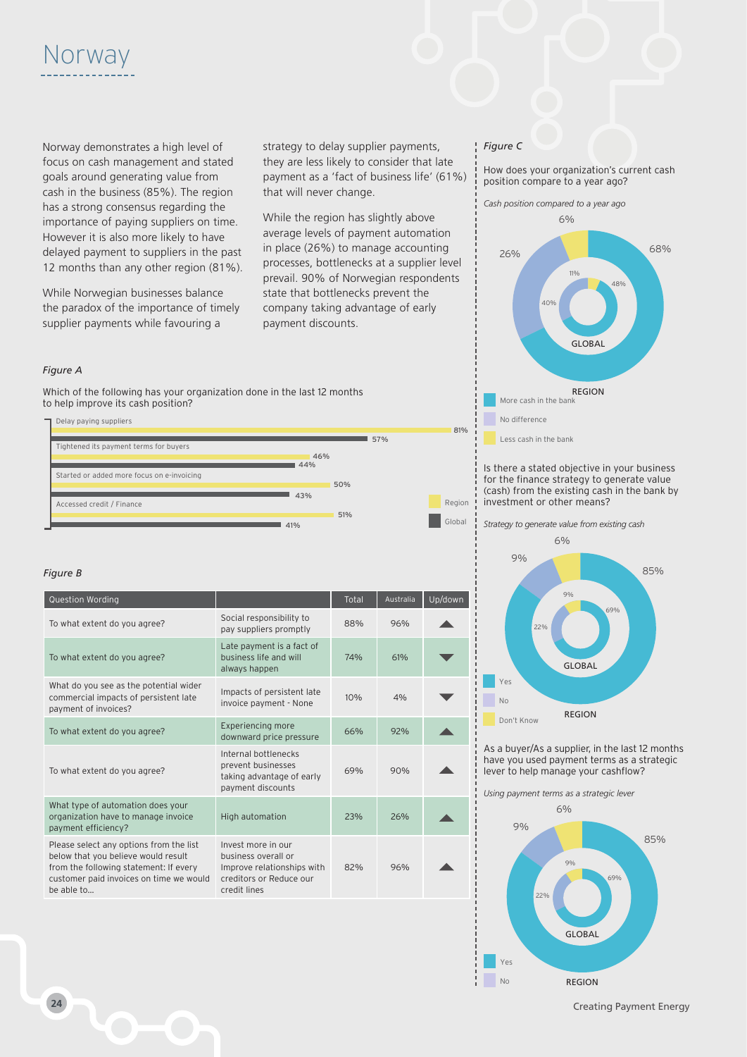# Norway

Norway demonstrates a high level of focus on cash management and stated goals around generating value from cash in the business (85%). The region has a strong consensus regarding the importance of paying suppliers on time. However it is also more likely to have delayed payment to suppliers in the past 12 months than any other region (81%).

While Norwegian businesses balance the paradox of the importance of timely supplier payments while favouring a strategy to delay supplier payments, they are less likely to consider that late payment as a 'fact of business life' (61%) that will never change.

While the region has slightly above average levels of payment automation in place (26%) to manage accounting processes, bottlenecks at a supplier level prevail. 90% of Norwegian respondents state that bottlenecks prevent the company taking advantage of early payment discounts.

*Figure A*

Which of the following has your organization done in the last 12 months to help improve its cash position?

| | Region | Global |
|---|---|---|
| Delay paying suppliers | 81% | 57% |
| Tightened its payment terms for buyers | 46% | 44% |
| Started or added more focus on e-invoicing | 50% | 43% |
| Accessed credit / Finance | 51% | 41% |

*Figure B*

| Question Wording | | Total | Australia | Up/down |
|---|---|---|---|---|
| To what extent do you agree? | Social responsibility to pay suppliers promptly | 88% | 96% | ▲ |
| To what extent do you agree? | Late payment is a fact of business life and will always happen | 74% | 61% | ▼ |
| What do you see as the potential wider commercial impacts of persistent late payment of invoices? | Impacts of persistent late invoice payment - None | 10% | 4% | ▼ |
| To what extent do you agree? | Experiencing more downward price pressure | 66% | 92% | ▲ |
| To what extent do you agree? | Internal bottlenecks prevent businesses taking advantage of early payment discounts | 69% | 90% | ▲ |
| What type of automation does your organization have to manage invoice payment efficiency? | High automation | 23% | 26% | ▲ |
| Please select any options from the list below that you believe would result from the following statement: If every customer paid invoices on time we would be able to... | Invest more in our business overall or Improve relationships with creditors or Reduce our credit lines | 82% | 96% | ▲ |

*Figure C*

How does your organization's current cash position compare to a year ago?

*Cash position compared to a year ago*

| | Region | Global |
|---|---|---|
| More cash in the bank | 68% | 48% |
| No difference | 26% | 40% |
| Less cash in the bank | 6% | 11% |

Is there a stated objective in your business for the finance strategy to generate value (cash) from the existing cash in the bank by investment or other means?

*Strategy to generate value from existing cash*

| | Region | Global |
|---|---|---|
| Yes | 85% | 69% |
| No | 9% | 22% |
| Don't Know | 6% | 9% |

As a buyer/As a supplier, in the last 12 months have you used payment terms as a strategic lever to help manage your cashflow?

*Using payment terms as a strategic lever*

| | Region | Global |
|---|---|---|
| Yes | 85% | 69% |
| No | 9% | 22% |
| | 6% | 9% |

Creating Payment Energy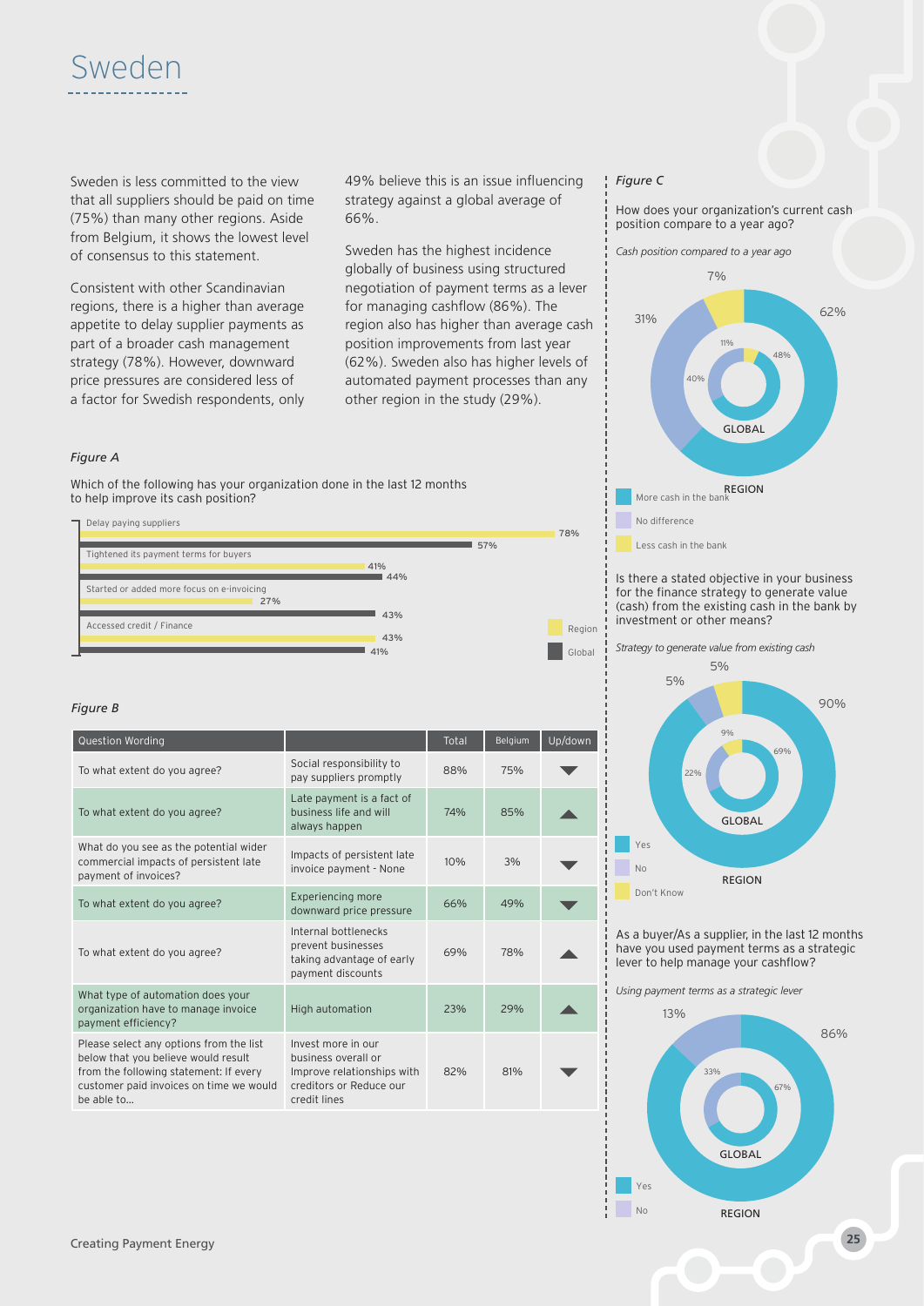# Sweden

Sweden is less committed to the view that all suppliers should be paid on time (75%) than many other regions. Aside from Belgium, it shows the lowest level of consensus to this statement.

Consistent with other Scandinavian regions, there is a higher than average appetite to delay supplier payments as part of a broader cash management strategy (78%). However, downward price pressures are considered less of a factor for Swedish respondents, only 49% believe this is an issue influencing strategy against a global average of 66%.

Sweden has the highest incidence globally of business using structured negotiation of payment terms as a lever for managing cashflow (86%). The region also has higher than average cash position improvements from last year (62%). Sweden also has higher levels of automated payment processes than any other region in the study (29%).

*Figure A*

Which of the following has your organization done in the last 12 months to help improve its cash position?

| | Region | Global |
|---|---|---|
| Delay paying suppliers | 78% | 57% |
| Tightened its payment terms for buyers | 41% | 44% |
| Started or added more focus on e-invoicing | 27% | 43% |
| Accessed credit / Finance | 43% | 41% |

*Figure B*

| Question Wording | | Total | Belgium | Up/down |
|---|---|---|---|---|
| To what extent do you agree? | Social responsibility to pay suppliers promptly | 88% | 75% | ▼ |
| To what extent do you agree? | Late payment is a fact of business life and will always happen | 74% | 85% | ▲ |
| What do you see as the potential wider commercial impacts of persistent late payment of invoices? | Impacts of persistent late invoice payment - None | 10% | 3% | ▼ |
| To what extent do you agree? | Experiencing more downward price pressure | 66% | 49% | ▼ |
| To what extent do you agree? | Internal bottlenecks prevent businesses taking advantage of early payment discounts | 69% | 78% | ▲ |
| What type of automation does your organization have to manage invoice payment efficiency? | High automation | 23% | 29% | ▲ |
| Please select any options from the list below that you believe would result from the following statement: If every customer paid invoices on time we would be able to... | Invest more in our business overall or Improve relationships with creditors or Reduce our credit lines | 82% | 81% | ▼ |

*Figure C*

How does your organization's current cash position compare to a year ago?

*Cash position compared to a year ago*

| | Region | Global |
|---|---|---|
| More cash in the bank | 62% | 48% |
| No difference | 31% | 40% |
| Less cash in the bank | 7% | 11% |

Is there a stated objective in your business for the finance strategy to generate value (cash) from the existing cash in the bank by investment or other means?

*Strategy to generate value from existing cash*

| | Region | Global |
|---|---|---|
| Yes | 90% | 69% |
| No | 5% | 22% |
| Don't Know | 5% | 9% |

As a buyer/As a supplier, in the last 12 months have you used payment terms as a strategic lever to help manage your cashflow?

*Using payment terms as a strategic lever*

| | Region | Global |
|---|---|---|
| Yes | 86% | 67% |
| No | 13% | 33% |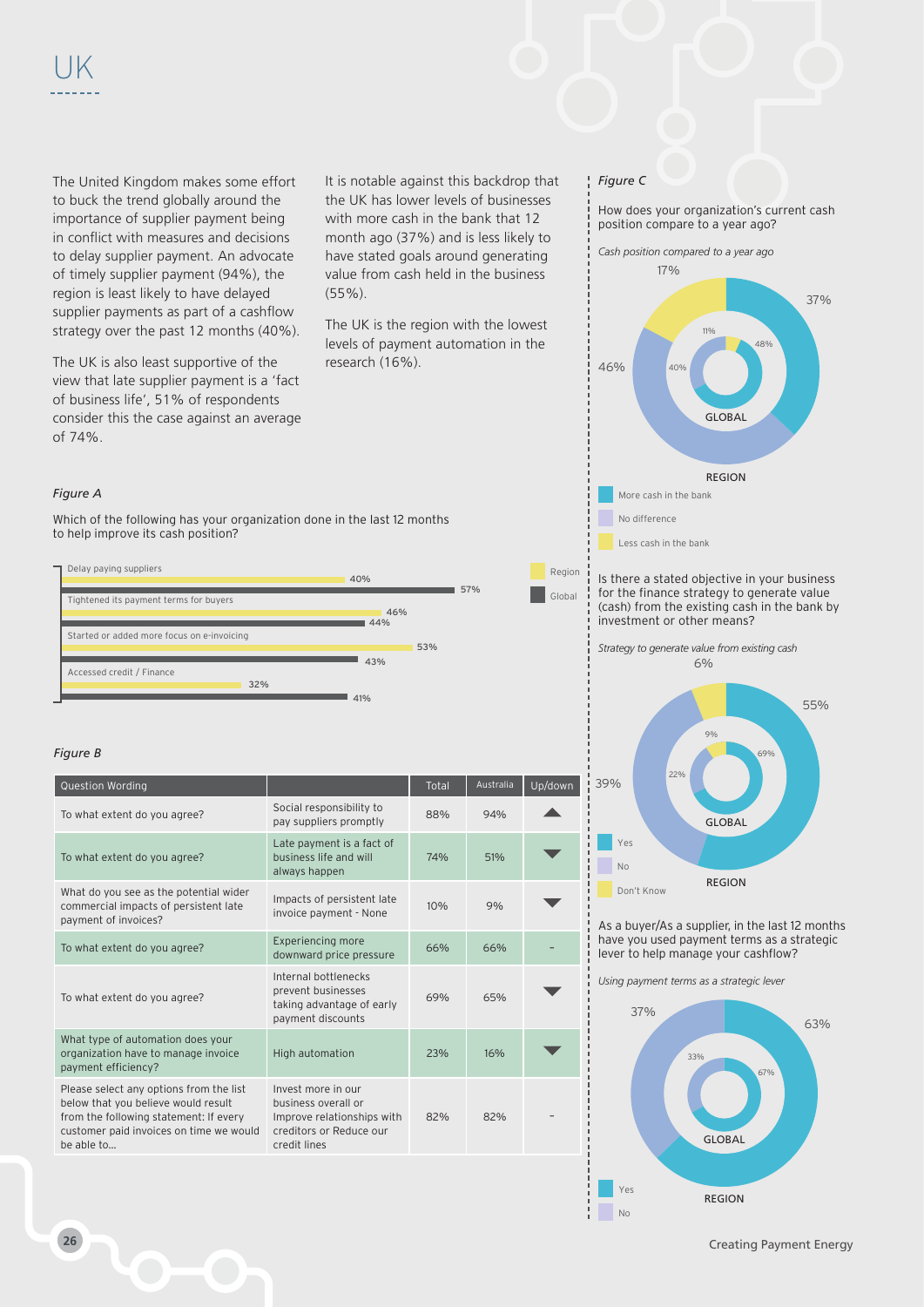# UK

The United Kingdom makes some effort to buck the trend globally around the importance of supplier payment being in conflict with measures and decisions to delay supplier payment. An advocate of timely supplier payment (94%), the region is least likely to have delayed supplier payments as part of a cashflow strategy over the past 12 months (40%).

The UK is also least supportive of the view that late supplier payment is a 'fact of business life', 51% of respondents consider this the case against an average of 74%.

It is notable against this backdrop that the UK has lower levels of businesses with more cash in the bank that 12 month ago (37%) and is less likely to have stated goals around generating value from cash held in the business (55%).

The UK is the region with the lowest levels of payment automation in the research (16%).

*Figure A*

Which of the following has your organization done in the last 12 months to help improve its cash position?

| | Region | Global |
|---|---|---|
| Delay paying suppliers | 40% | 57% |
| Tightened its payment terms for buyers | 46% | 44% |
| Started or added more focus on e-invoicing | 53% | 43% |
| Accessed credit / Finance | 32% | 41% |

*Figure B*

| Question Wording | | Total | Australia | Up/down |
|---|---|---|---|---|
| To what extent do you agree? | Social responsibility to pay suppliers promptly | 88% | 94% | ▲ |
| To what extent do you agree? | Late payment is a fact of business life and will always happen | 74% | 51% | ▼ |
| What do you see as the potential wider commercial impacts of persistent late payment of invoices? | Impacts of persistent late invoice payment - None | 10% | 9% | ▼ |
| To what extent do you agree? | Experiencing more downward price pressure | 66% | 66% | - |
| To what extent do you agree? | Internal bottlenecks prevent businesses taking advantage of early payment discounts | 69% | 65% | ▼ |
| What type of automation does your organization have to manage invoice payment efficiency? | High automation | 23% | 16% | ▼ |
| Please select any options from the list below that you believe would result from the following statement: If every customer paid invoices on time we would be able to... | Invest more in our business overall or Improve relationships with creditors or Reduce our credit lines | 82% | 82% | - |

*Figure C*

How does your organization's current cash position compare to a year ago?

*Cash position compared to a year ago*

| | Region | Global |
|---|---|---|
| More cash in the bank | 37% | 48% |
| No difference | 46% | 40% |
| Less cash in the bank | 17% | 11% |

Is there a stated objective in your business for the finance strategy to generate value (cash) from the existing cash in the bank by investment or other means?

*Strategy to generate value from existing cash*

| | Region | Global |
|---|---|---|
| Yes | 55% | 69% |
| No | 39% | 22% |
| Don't Know | 6% | 9% |

As a buyer/As a supplier, in the last 12 months have you used payment terms as a strategic lever to help manage your cashflow?

*Using payment terms as a strategic lever*

| | Region | Global |
|---|---|---|
| Yes | 63% | 67% |
| No | 37% | 33% |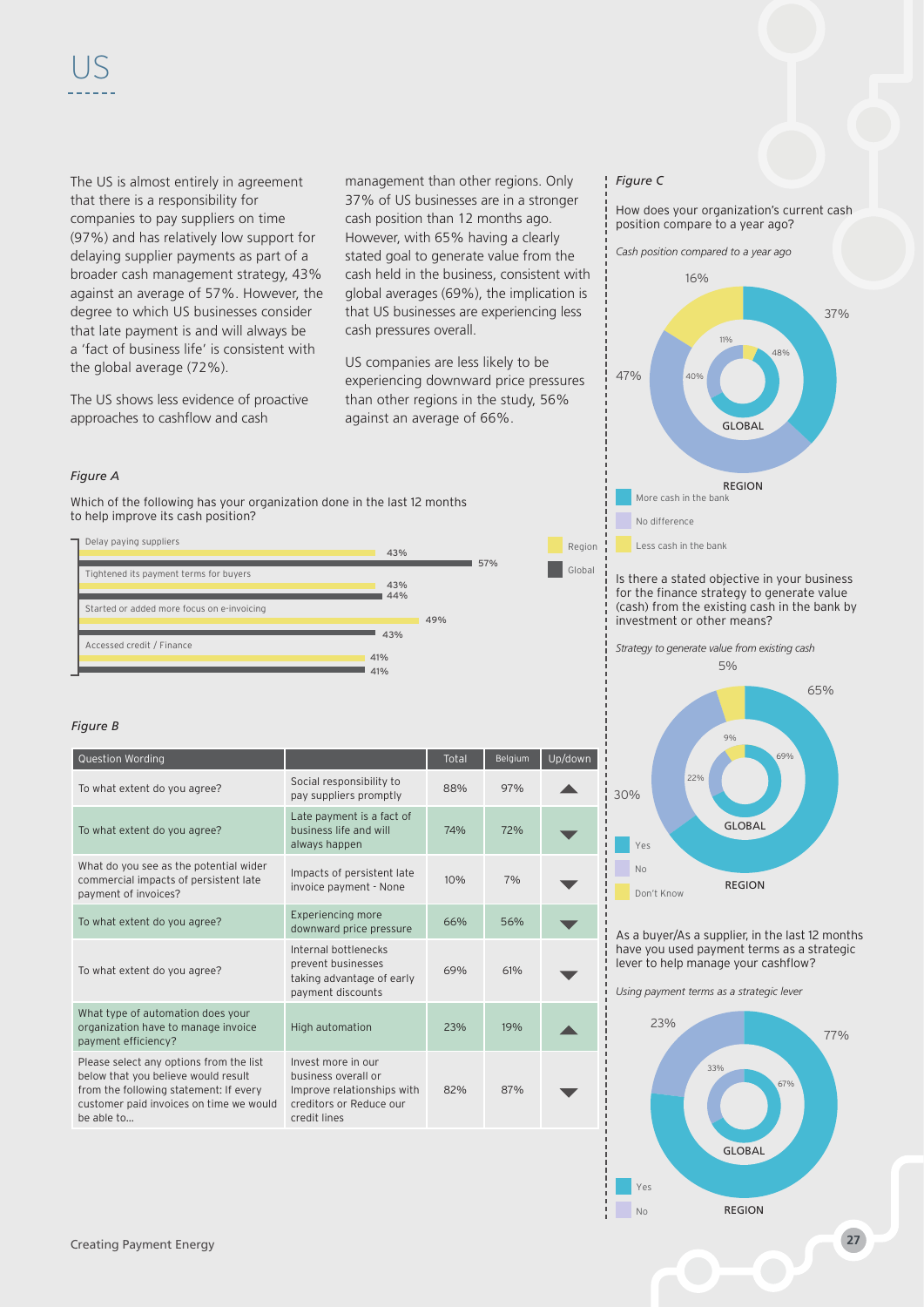# US

The US is almost entirely in agreement that there is a responsibility for companies to pay suppliers on time (97%) and has relatively low support for delaying supplier payments as part of a broader cash management strategy, 43% against an average of 57%. However, the degree to which US businesses consider that late payment is and will always be a 'fact of business life' is consistent with the global average (72%).

The US shows less evidence of proactive approaches to cashflow and cash management than other regions. Only 37% of US businesses are in a stronger cash position than 12 months ago. However, with 65% having a clearly stated goal to generate value from the cash held in the business, consistent with global averages (69%), the implication is that US businesses are experiencing less cash pressures overall.

US companies are less likely to be experiencing downward price pressures than other regions in the study, 56% against an average of 66%.

*Figure A*

Which of the following has your organization done in the last 12 months to help improve its cash position?

| | Region | Global |
|---|---|---|
| Delay paying suppliers | 43% | 57% |
| Tightened its payment terms for buyers | 43% | 44% |
| Started or added more focus on e-invoicing | 49% | 43% |
| Accessed credit / Finance | 41% | 41% |

*Figure B*

| Question Wording | | Total | Belgium | Up/down |
|---|---|---|---|---|
| To what extent do you agree? | Social responsibility to pay suppliers promptly | 88% | 97% | ▲ |
| To what extent do you agree? | Late payment is a fact of business life and will always happen | 74% | 72% | ▼ |
| What do you see as the potential wider commercial impacts of persistent late payment of invoices? | Impacts of persistent late invoice payment - None | 10% | 7% | ▼ |
| To what extent do you agree? | Experiencing more downward price pressure | 66% | 56% | ▼ |
| To what extent do you agree? | Internal bottlenecks prevent businesses taking advantage of early payment discounts | 69% | 61% | ▼ |
| What type of automation does your organization have to manage invoice payment efficiency? | High automation | 23% | 19% | ▲ |
| Please select any options from the list below that you believe would result from the following statement: If every customer paid invoices on time we would be able to... | Invest more in our business overall or Improve relationships with creditors or Reduce our credit lines | 82% | 87% | ▼ |

*Figure C*

How does your organization's current cash position compare to a year ago?

*Cash position compared to a year ago*

| | Region | Global |
|---|---|---|
| More cash in the bank | 37% | 48% |
| No difference | 47% | 40% |
| Less cash in the bank | 16% | 11% |

Is there a stated objective in your business for the finance strategy to generate value (cash) from the existing cash in the bank by investment or other means?

*Strategy to generate value from existing cash*

| | Region | Global |
|---|---|---|
| Yes | 65% | 69% |
| No | 30% | 22% |
| Don't Know | 5% | 9% |

As a buyer/As a supplier, in the last 12 months have you used payment terms as a strategic lever to help manage your cashflow?

*Using payment terms as a strategic lever*

| | Region | Global |
|---|---|---|
| Yes | 77% | 67% |
| No | 23% | 33% |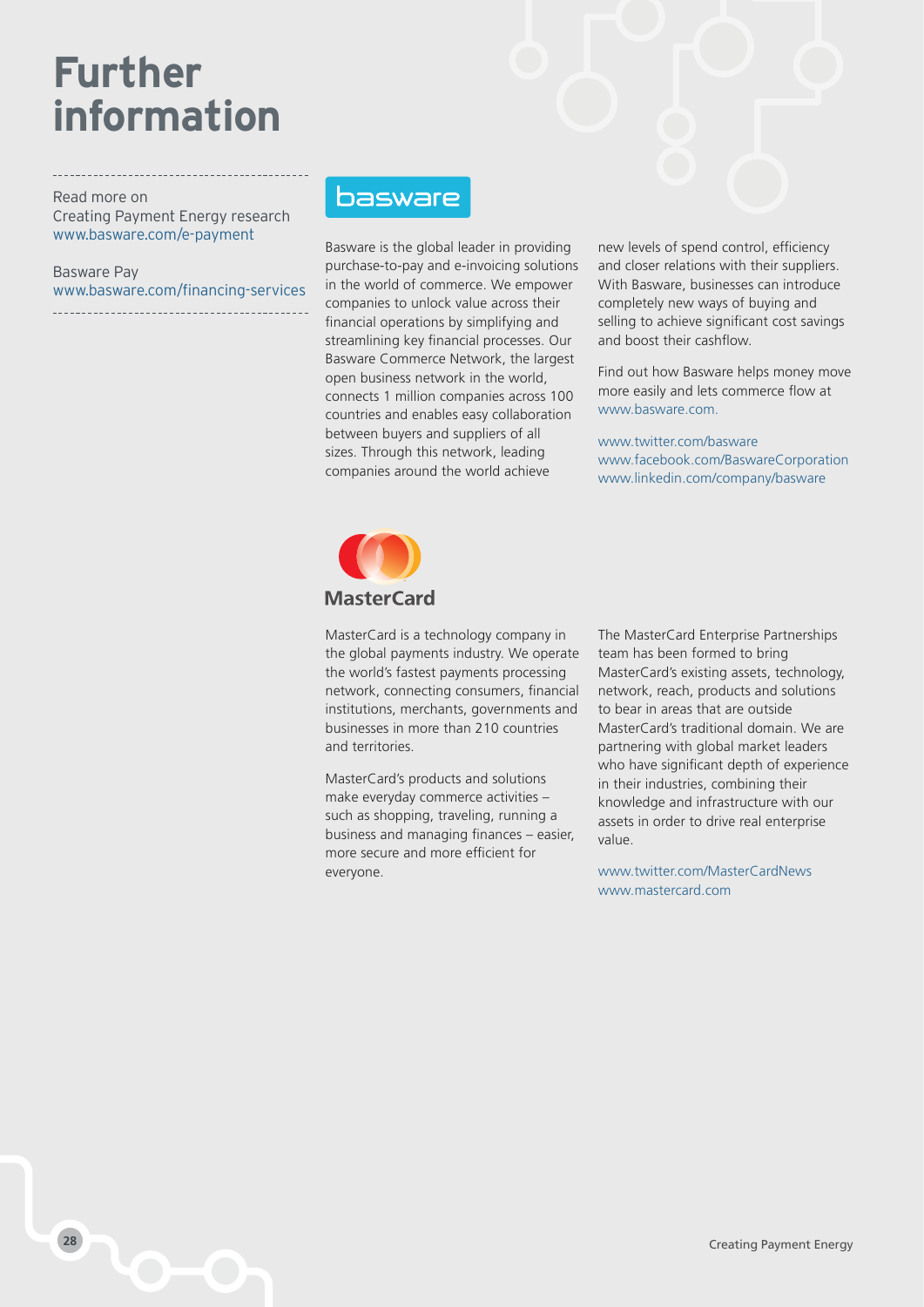# Further information

Read more on
Creating Payment Energy research
www.basware.com/e-payment

Basware Pay
www.basware.com/financing-services

## basware

Basware is the global leader in providing purchase-to-pay and e-invoicing solutions in the world of commerce. We empower companies to unlock value across their financial operations by simplifying and streamlining key financial processes. Our Basware Commerce Network, the largest open business network in the world, connects 1 million companies across 100 countries and enables easy collaboration between buyers and suppliers of all sizes. Through this network, leading companies around the world achieve new levels of spend control, efficiency and closer relations with their suppliers. With Basware, businesses can introduce completely new ways of buying and selling to achieve significant cost savings and boost their cashflow.

Find out how Basware helps money move more easily and lets commerce flow at www.basware.com.

www.twitter.com/basware
www.facebook.com/BaswareCorporation
www.linkedin.com/company/basware

## MasterCard

MasterCard is a technology company in the global payments industry. We operate the world's fastest payments processing network, connecting consumers, financial institutions, merchants, governments and businesses in more than 210 countries and territories.

MasterCard's products and solutions make everyday commerce activities – such as shopping, traveling, running a business and managing finances – easier, more secure and more efficient for everyone.

The MasterCard Enterprise Partnerships team has been formed to bring MasterCard's existing assets, technology, network, reach, products and solutions to bear in areas that are outside MasterCard's traditional domain. We are partnering with global market leaders who have significant depth of experience in their industries, combining their knowledge and infrastructure with our assets in order to drive real enterprise value.

www.twitter.com/MasterCardNews
www.mastercard.com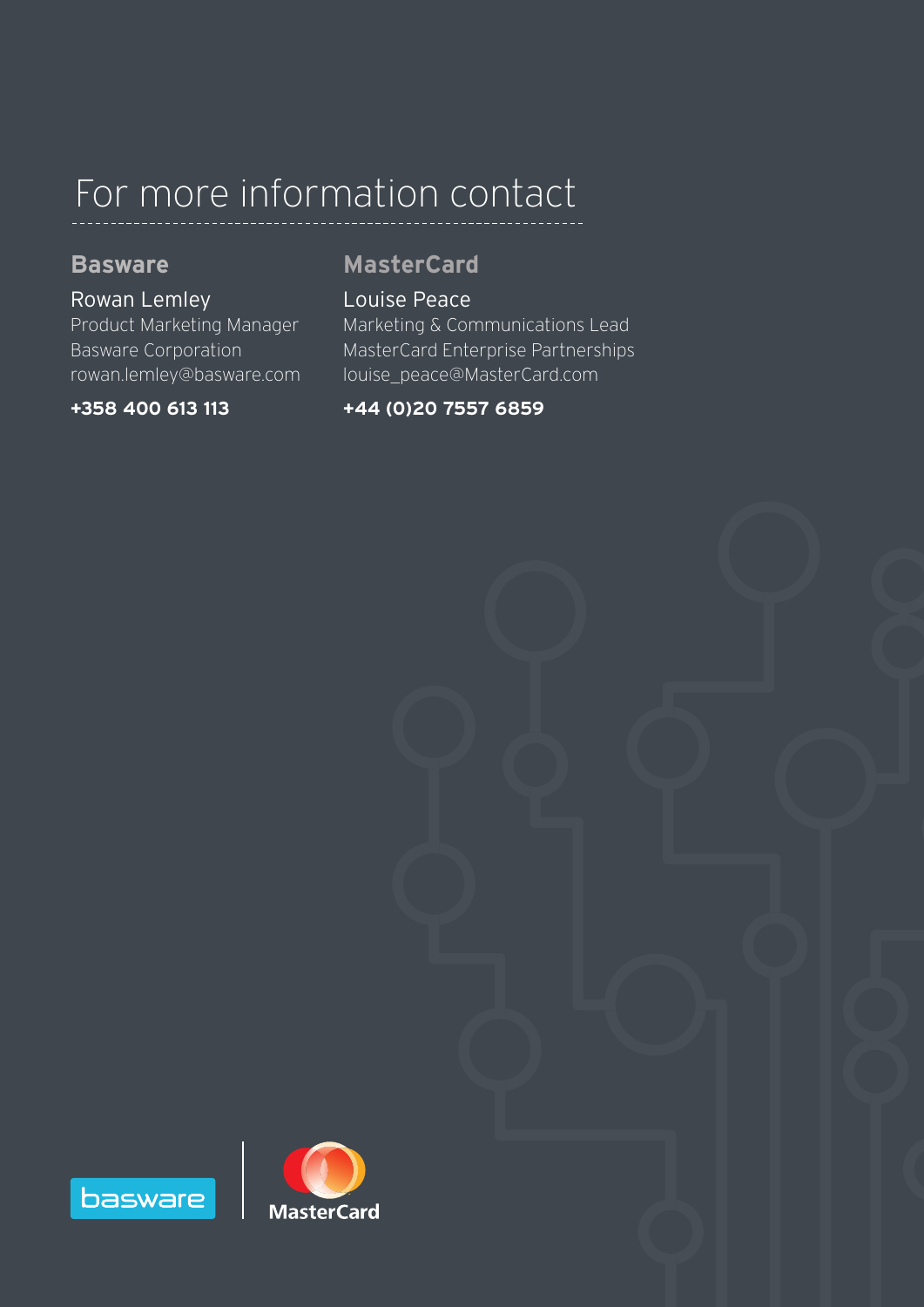# For more information contact

## Basware

**Rowan Lemley**
Product Marketing Manager
Basware Corporation
rowan.lemley@basware.com

**+358 400 613 113**

## MasterCard

**Louise Peace**
Marketing & Communications Lead
MasterCard Enterprise Partnerships
louise_peace@MasterCard.com

**+44 (0)20 7557 6859**